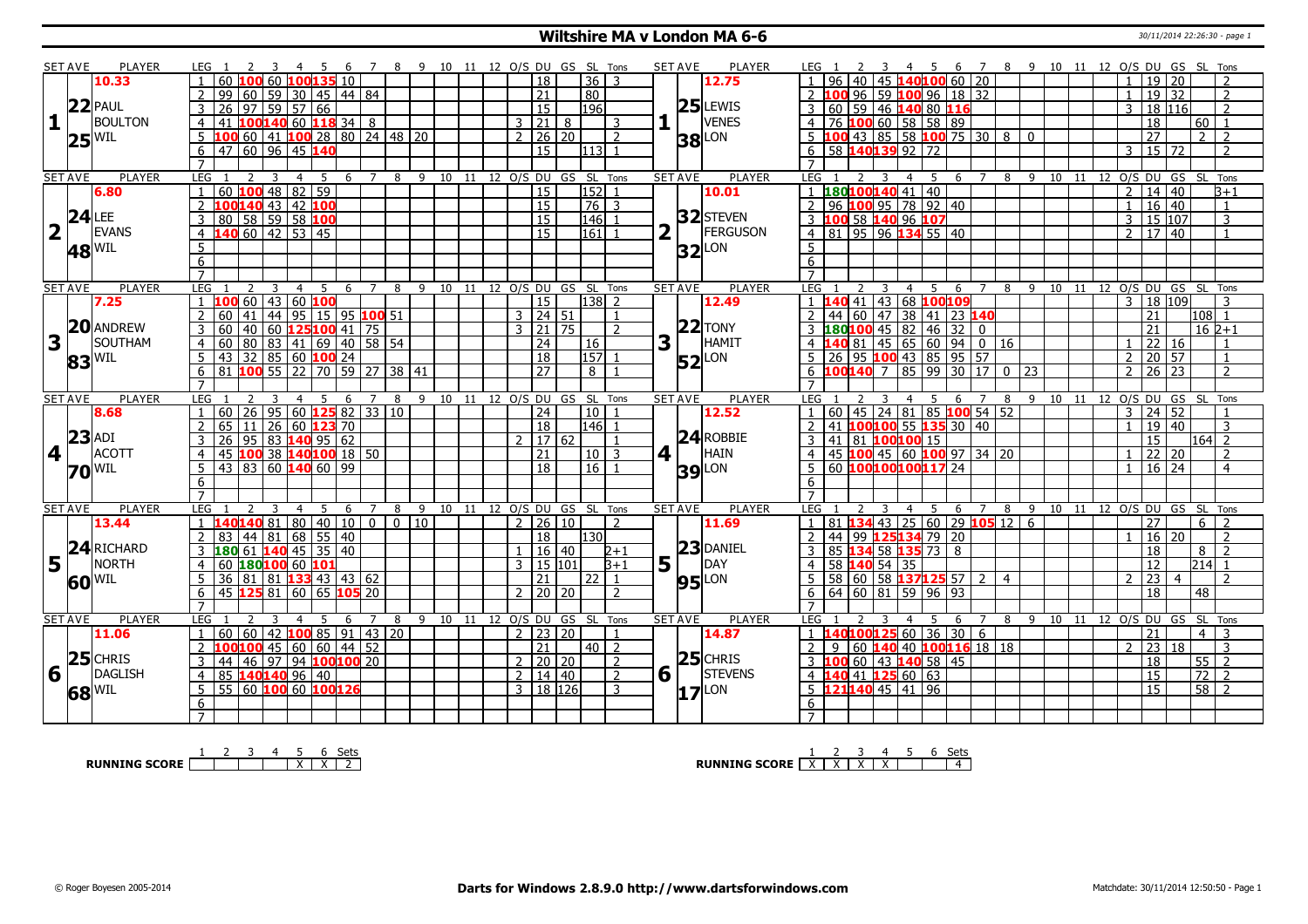# Wiltshire MA v London MA 6-6

30/11/2014 22:26:30 - page 1

## Set 1

| SET AVE | PLAYER | LEG | 1 | 2 | 3 | 4 | 5 | 6 | 7 | 8 | 9 | 10 | 11 | 12 | O/S | DU | GS | SL | Tons |
|---|---|---|---|---|---|---|---|---|---|---|---|---|---|---|---|---|---|---|---|
| 10.33 | 22 PAUL BOULTON | 1 | 60 | 100 | 60 | 100 | 135 | 10 | | | | | | | | 18 | | 36 | 3 |
| 25 | WIL | 2 | 99 | 60 | 59 | 30 | 45 | 44 | 84 | | | | | | | 21 | | 80 | |
| | | 3 | 26 | 97 | 59 | 57 | 66 | | | | | | | | | 15 | | 196 | |
| | | 4 | 41 | 100 | 140 | 60 | 118 | 34 | 8 | | | | | | 3 | 21 | 8 | | 3 |
| | | 5 | 100 | 60 | 41 | 100 | 28 | 80 | 24 | 48 | 20 | | | | 2 | 26 | 20 | | 2 |
| | | 6 | 47 | 60 | 96 | 45 | 140 | | | | | | | | | 15 | | 113 | 1 |
| | | 7 | | | | | | | | | | | | | | | | | |

| SET AVE | PLAYER | LEG | 1 | 2 | 3 | 4 | 5 | 6 | 7 | 8 | 9 | 10 | 11 | 12 | O/S | DU | GS | SL | Tons |
|---|---|---|---|---|---|---|---|---|---|---|---|---|---|---|---|---|---|---|---|
| 12.75 | 25 LEWIS VENES | 1 | 96 | 40 | 45 | 140 | 100 | 60 | 20 | | | | | | 1 | 19 | 20 | | 2 |
| 38 | LON | 2 | 100 | 96 | 59 | 100 | 96 | 18 | 32 | | | | | | 1 | 19 | 32 | | 2 |
| | | 3 | 60 | 59 | 46 | 140 | 80 | 116 | | | | | | | 3 | 18 | 116 | | 2 |
| | | 4 | 76 | 100 | 60 | 58 | 58 | 89 | | | | | | | | 18 | | 60 | 1 |
| | | 5 | 100 | 43 | 85 | 58 | 100 | 75 | 30 | 8 | 0 | | | | | 27 | | 2 | 2 |
| | | 6 | 58 | 140 | 139 | 92 | 72 | | | | | | | | 3 | 15 | 72 | | 2 |
| | | 7 | | | | | | | | | | | | | | | | | |

## Set 2

| SET AVE | PLAYER | LEG | 1 | 2 | 3 | 4 | 5 | 6 | 7 | 8 | 9 | 10 | 11 | 12 | O/S | DU | GS | SL | Tons |
|---|---|---|---|---|---|---|---|---|---|---|---|---|---|---|---|---|---|---|---|
| 6.80 | 24 LEE EVANS | 1 | 60 | 100 | 48 | 82 | 59 | | | | | | | | | 15 | | 152 | 1 |
| 48 | WIL | 2 | 100 | 140 | 43 | 42 | 100 | | | | | | | | | 15 | | 76 | 3 |
| | | 3 | 80 | 58 | 59 | 58 | 100 | | | | | | | | | 15 | | 146 | 1 |
| | | 4 | 140 | 60 | 42 | 53 | 45 | | | | | | | | | 15 | | 161 | 1 |
| | | 5 | | | | | | | | | | | | | | | | | |
| | | 6 | | | | | | | | | | | | | | | | | |
| | | 7 | | | | | | | | | | | | | | | | | |

| SET AVE | PLAYER | LEG | 1 | 2 | 3 | 4 | 5 | 6 | 7 | 8 | 9 | 10 | 11 | 12 | O/S | DU | GS | SL | Tons |
|---|---|---|---|---|---|---|---|---|---|---|---|---|---|---|---|---|---|---|---|
| 10.01 | 32 STEVEN FERGUSON | 1 | 180 | 100 | 140 | 41 | 40 | | | | | | | | 2 | 14 | 40 | | 3+1 |
| 32 | LON | 2 | 96 | 100 | 95 | 78 | 92 | 40 | | | | | | | 1 | 16 | 40 | | 1 |
| | | 3 | 100 | 58 | 140 | 96 | 107 | | | | | | | | 3 | 15 | 107 | | 3 |
| | | 4 | 81 | 95 | 96 | 134 | 55 | 40 | | | | | | | 2 | 17 | 40 | | 1 |
| | | 5 | | | | | | | | | | | | | | | | | |
| | | 6 | | | | | | | | | | | | | | | | | |
| | | 7 | | | | | | | | | | | | | | | | | |

## Set 3

| SET AVE | PLAYER | LEG | 1 | 2 | 3 | 4 | 5 | 6 | 7 | 8 | 9 | 10 | 11 | 12 | O/S | DU | GS | SL | Tons |
|---|---|---|---|---|---|---|---|---|---|---|---|---|---|---|---|---|---|---|---|
| 7.25 | 20 ANDREW SOUTHAM | 1 | 100 | 60 | 43 | 60 | 100 | | | | | | | | | 15 | | 138 | 2 |
| 83 | WIL | 2 | 60 | 41 | 44 | 95 | 15 | 95 | 100 | 51 | | | | | 3 | 24 | 51 | | 1 |
| | | 3 | 60 | 40 | 60 | 125 | 100 | 41 | 75 | | | | | | 3 | 21 | 75 | | 2 |
| | | 4 | 60 | 80 | 83 | 41 | 69 | 40 | 58 | 54 | | | | | | 24 | | 16 | |
| | | 5 | 43 | 32 | 85 | 60 | 100 | 24 | | | | | | | | 18 | | 157 | 1 |
| | | 6 | 81 | 100 | 55 | 22 | 70 | 59 | 27 | 38 | 41 | | | | | 27 | | 8 | 1 |
| | | 7 | | | | | | | | | | | | | | | | | |

| SET AVE | PLAYER | LEG | 1 | 2 | 3 | 4 | 5 | 6 | 7 | 8 | 9 | 10 | 11 | 12 | O/S | DU | GS | SL | Tons |
|---|---|---|---|---|---|---|---|---|---|---|---|---|---|---|---|---|---|---|---|
| 12.49 | 22 TONY HAMIT | 1 | 140 | 41 | 43 | 68 | 100 | 109 | | | | | | | 3 | 18 | 109 | | 3 |
| 52 | LON | 2 | 44 | 60 | 47 | 38 | 41 | 23 | 140 | | | | | | | 21 | | 108 | 1 |
| | | 3 | 180 | 100 | 45 | 82 | 46 | 32 | 0 | | | | | | | 21 | | 16 | 2+1 |
| | | 4 | 140 | 81 | 45 | 65 | 60 | 94 | 0 | 16 | | | | | 1 | 22 | 16 | | 1 |
| | | 5 | 26 | 95 | 100 | 43 | 85 | 95 | 57 | | | | | | 2 | 20 | 57 | | 1 |
| | | 6 | 100 | 140 | 7 | 85 | 99 | 30 | 17 | 0 | 23 | | | | 2 | 26 | 23 | | 2 |
| | | 7 | | | | | | | | | | | | | | | | | |

## Set 4

| SET AVE | PLAYER | LEG | 1 | 2 | 3 | 4 | 5 | 6 | 7 | 8 | 9 | 10 | 11 | 12 | O/S | DU | GS | SL | Tons |
|---|---|---|---|---|---|---|---|---|---|---|---|---|---|---|---|---|---|---|---|
| 8.68 | 23 ADI ACOTT | 1 | 60 | 26 | 95 | 60 | 125 | 82 | 33 | 10 | | | | | | 24 | | 10 | 1 |
| 70 | WIL | 2 | 65 | 11 | 26 | 60 | 123 | 70 | | | | | | | | 18 | | 146 | 1 |
| | | 3 | 26 | 95 | 83 | 140 | 95 | 62 | | | | | | | 2 | 17 | 62 | | 1 |
| | | 4 | 45 | 100 | 38 | 140 | 100 | 18 | 50 | | | | | | | 21 | | 10 | 3 |
| | | 5 | 43 | 83 | 60 | 140 | 60 | 99 | | | | | | | | 18 | | 16 | 1 |
| | | 6 | | | | | | | | | | | | | | | | | |
| | | 7 | | | | | | | | | | | | | | | | | |

| SET AVE | PLAYER | LEG | 1 | 2 | 3 | 4 | 5 | 6 | 7 | 8 | 9 | 10 | 11 | 12 | O/S | DU | GS | SL | Tons |
|---|---|---|---|---|---|---|---|---|---|---|---|---|---|---|---|---|---|---|---|
| 12.52 | 24 ROBBIE HAIN | 1 | 60 | 45 | 24 | 81 | 85 | 100 | 54 | 52 | | | | | 3 | 24 | 52 | | 1 |
| 39 | LON | 2 | 41 | 100 | 100 | 55 | 135 | 30 | 40 | | | | | | 1 | 19 | 40 | | 3 |
| | | 3 | 41 | 81 | 100 | 100 | 15 | | | | | | | | | 15 | | 164 | 2 |
| | | 4 | 45 | 100 | 45 | 60 | 100 | 97 | 34 | 20 | | | | | 1 | 22 | 20 | | 2 |
| | | 5 | 60 | 100 | 100 | 100 | 117 | 24 | | | | | | | 1 | 16 | 24 | | 4 |
| | | 6 | | | | | | | | | | | | | | | | | |
| | | 7 | | | | | | | | | | | | | | | | | |

## Set 5

| SET AVE | PLAYER | LEG | 1 | 2 | 3 | 4 | 5 | 6 | 7 | 8 | 9 | 10 | 11 | 12 | O/S | DU | GS | SL | Tons |
|---|---|---|---|---|---|---|---|---|---|---|---|---|---|---|---|---|---|---|---|
| 13.44 | 24 RICHARD NORTH | 1 | 140 | 140 | 81 | 80 | 40 | 10 | 0 | 0 | 10 | | | | 2 | 26 | 10 | | 2 |
| 60 | WIL | 2 | 83 | 44 | 81 | 68 | 55 | 40 | | | | | | | | 18 | | 130 | |
| | | 3 | 180 | 61 | 140 | 45 | 35 | 40 | | | | | | | 1 | 16 | 40 | | 2+1 |
| | | 4 | 60 | 180 | 100 | 60 | 101 | | | | | | | | 3 | 15 | 101 | | 3+1 |
| | | 5 | 36 | 81 | 81 | 133 | 43 | 43 | 62 | | | | | | | 21 | | 22 | 1 |
| | | 6 | 45 | 125 | 81 | 60 | 65 | 105 | 20 | | | | | | 2 | 20 | 20 | | 2 |
| | | 7 | | | | | | | | | | | | | | | | | |

| SET AVE | PLAYER | LEG | 1 | 2 | 3 | 4 | 5 | 6 | 7 | 8 | 9 | 10 | 11 | 12 | O/S | DU | GS | SL | Tons |
|---|---|---|---|---|---|---|---|---|---|---|---|---|---|---|---|---|---|---|---|
| 11.69 | 23 DANIEL DAY | 1 | 81 | 134 | 43 | 25 | 60 | 29 | 105 | 12 | 6 | | | | | 27 | | 6 | 2 |
| 95 | LON | 2 | 44 | 99 | 125 | 134 | 79 | 20 | | | | | | | 1 | 16 | 20 | | 2 |
| | | 3 | 85 | 134 | 58 | 135 | 73 | 8 | | | | | | | | 18 | | 8 | 2 |
| | | 4 | 58 | 140 | 54 | 35 | | | | | | | | | | 12 | | 214 | 1 |
| | | 5 | 58 | 60 | 58 | 137 | 125 | 57 | 2 | 4 | | | | | 2 | 23 | 4 | | 2 |
| | | 6 | 64 | 60 | 81 | 59 | 96 | 93 | | | | | | | | 18 | | 48 | |
| | | 7 | | | | | | | | | | | | | | | | | |

## Set 6

| SET AVE | PLAYER | LEG | 1 | 2 | 3 | 4 | 5 | 6 | 7 | 8 | 9 | 10 | 11 | 12 | O/S | DU | GS | SL | Tons |
|---|---|---|---|---|---|---|---|---|---|---|---|---|---|---|---|---|---|---|---|
| 11.06 | 25 CHRIS DAGLISH | 1 | 60 | 60 | 42 | 100 | 85 | 91 | 43 | 20 | | | | | 2 | 23 | 20 | | 1 |
| 68 | WIL | 2 | 100 | 100 | 45 | 60 | 60 | 44 | 52 | | | | | | | 21 | | 40 | 2 |
| | | 3 | 44 | 46 | 97 | 94 | 100 | 100 | 20 | | | | | | 2 | 20 | 20 | | 2 |
| | | 4 | 85 | 140 | 140 | 96 | 40 | | | | | | | | 2 | 14 | 40 | | 2 |
| | | 5 | 55 | 60 | 100 | 60 | 100 | 126 | | | | | | | 3 | 18 | 126 | | 3 |
| | | 6 | | | | | | | | | | | | | | | | | |
| | | 7 | | | | | | | | | | | | | | | | | |

| SET AVE | PLAYER | LEG | 1 | 2 | 3 | 4 | 5 | 6 | 7 | 8 | 9 | 10 | 11 | 12 | O/S | DU | GS | SL | Tons |
|---|---|---|---|---|---|---|---|---|---|---|---|---|---|---|---|---|---|---|---|
| 14.87 | 25 CHRIS STEVENS | 1 | 140 | 100 | 125 | 60 | 36 | 30 | 6 | | | | | | | 21 | | 4 | 3 |
| 17 | LON | 2 | 9 | 60 | 140 | 40 | 100 | 116 | 18 | 18 | | | | | 2 | 23 | 18 | | 3 |
| | | 3 | 100 | 60 | 43 | 140 | 58 | 45 | | | | | | | | 18 | | 55 | 2 |
| | | 4 | 140 | 41 | 125 | 60 | 63 | | | | | | | | | 15 | | 72 | 2 |
| | | 5 | 121 | 140 | 45 | 41 | 96 | | | | | | | | | 15 | | 58 | 2 |
| | | 6 | | | | | | | | | | | | | | | | | |
| | | 7 | | | | | | | | | | | | | | | | | |

## Running Score

| RUNNING SCORE | 1 | 2 | 3 | 4 | 5 | 6 | Sets |
|---|---|---|---|---|---|---|---|
| WIL | | | | | X | X | 2 |
| LON | X | X | X | X | | | 4 |

© Roger Boyesen 2005-2014 | Darts for Windows 2.8.9.0 http://www.dartsforwindows.com | Matchdate: 30/11/2014 12:50:50 - Page 1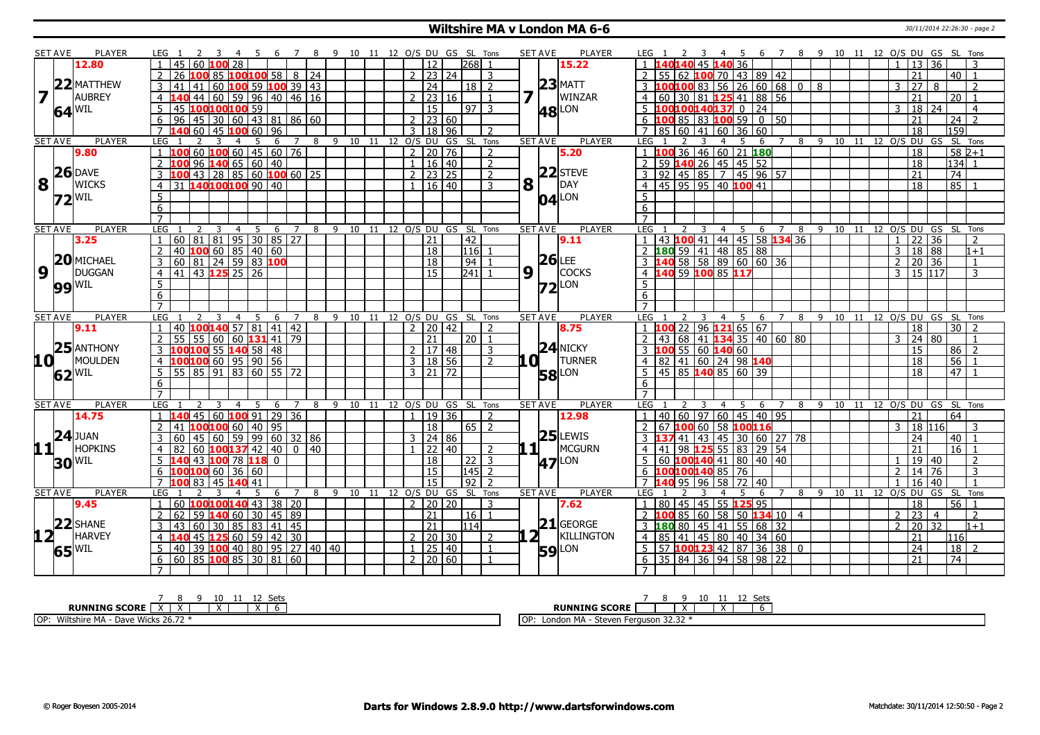# Wiltshire MA v London MA 6-6

30/11/2014 22:26:30 - page 2

| SET AVE | PLAYER | LEG | 1 | 2 | 3 | 4 | 5 | 6 | 7 | 8 | 9 | 10 | 11 | 12 | O/S | DU | GS | SL | Tons | SET AVE | PLAYER | LEG | 1 | 2 | 3 | 4 | 5 | 6 | 7 | 8 | 9 | 10 | 11 | 12 | O/S | DU | GS | SL | Tons |
|---|---|---|---|---|---|---|---|---|---|---|---|---|---|---|---|---|---|---|---|---|---|---|---|---|---|---|---|---|---|---|---|---|---|---|---|---|---|---|---|
| 12.80 | | 1 | 45 | 60 | 100 | 28 | | | | | | | | | | 12 | | 268 | 1 | 15.22 | | 1 | 140 | 140 | 45 | 140 | 36 | | | | | | | | 1 | 13 | 36 | | 3 |
| 22 | MATTHEW | 2 | 26 | 100 | 85 | 100 | 100 | 58 | 8 | 24 | | | | | 2 | 23 | 24 | | 3 | 23 | MATT | 2 | 55 | 62 | 100 | 70 | 43 | 89 | 42 | | | | | | | 21 | | 40 | 1 |
| 7 | AUBREY | 3 | 41 | 41 | 60 | 100 | 59 | 100 | 39 | 43 | | | | | | 24 | | 18 | 2 | 7 | WINZAR | 3 | 100 | 100 | 83 | 56 | 26 | 60 | 68 | 0 | 8 | | | | 3 | 27 | 8 | | 2 |
| | | 4 | 140 | 44 | 60 | 59 | 96 | 40 | 46 | 16 | | | | | 2 | 23 | 16 | | 1 | | | 4 | 60 | 30 | 81 | 125 | 41 | 88 | 56 | | | | | | | 21 | | 20 | 1 |
| 64 | WIL | 5 | 45 | 100 | 100 | 100 | 59 | | | | | | | | | 15 | | 97 | 3 | 48 | LON | 5 | 100 | 100 | 140 | 137 | 0 | 24 | | | | | | | 3 | 18 | 24 | | 4 |
| | | 6 | 96 | 45 | 30 | 60 | 43 | 81 | 86 | 60 | | | | | 2 | 23 | 60 | | | | | 6 | 100 | 85 | 83 | 100 | 59 | 0 | 50 | | | | | | | 21 | | 24 | 2 |
| | | 7 | 140 | 60 | 45 | 100 | 60 | 96 | | | | | | | 3 | 18 | 96 | | 2 | | | 7 | 85 | 60 | 41 | 60 | 36 | 60 | | | | | | | | 18 | | 159 | |
| SET AVE | PLAYER | LEG | 1 | 2 | 3 | 4 | 5 | 6 | 7 | 8 | 9 | 10 | 11 | 12 | O/S | DU | GS | SL | Tons | SET AVE | PLAYER | LEG | 1 | 2 | 3 | 4 | 5 | 6 | 7 | 8 | 9 | 10 | 11 | 12 | O/S | DU | GS | SL | Tons |
| 9.80 | | 1 | 100 | 60 | 100 | 60 | 45 | 60 | 76 | | | | | | 2 | 20 | 76 | | 2 | 5.20 | | 1 | 100 | 36 | 46 | 60 | 21 | 180 | | | | | | | | 18 | | 58 | 2+1 |
| 26 | DAVE | 2 | 100 | 96 | 140 | 65 | 60 | 40 | | | | | | | 1 | 16 | 40 | | 2 | 22 | STEVE | 2 | 59 | 140 | 26 | 45 | 45 | 52 | | | | | | | | 18 | | 134 | 1 |
| 8 | WICKS | 3 | 100 | 43 | 28 | 85 | 60 | 100 | 60 | 25 | | | | | 2 | 23 | 25 | | 2 | 8 | DAY | 3 | 92 | 45 | 85 | 7 | 45 | 96 | 57 | | | | | | | 21 | | 74 | |
| | | 4 | 31 | 140 | 100 | 100 | 90 | 40 | | | | | | | 1 | 16 | 40 | | 3 | | | 4 | 45 | 95 | 95 | 40 | 100 | 41 | | | | | | | | 18 | | 85 | 1 |
| 72 | WIL | 5 | | | | | | | | | | | | | | | | | | 04 | LON | 5 | | | | | | | | | | | | | | | | | |
| | | 6 | | | | | | | | | | | | | | | | | | | | 6 | | | | | | | | | | | | | | | | | |
| | | 7 | | | | | | | | | | | | | | | | | | | | 7 | | | | | | | | | | | | | | | | | |
| SET AVE | PLAYER | LEG | 1 | 2 | 3 | 4 | 5 | 6 | 7 | 8 | 9 | 10 | 11 | 12 | O/S | DU | GS | SL | Tons | SET AVE | PLAYER | LEG | 1 | 2 | 3 | 4 | 5 | 6 | 7 | 8 | 9 | 10 | 11 | 12 | O/S | DU | GS | SL | Tons |
| 3.25 | | 1 | 60 | 81 | 81 | 95 | 30 | 85 | 27 | | | | | | | 21 | | 42 | | 9.11 | | 1 | 43 | 100 | 41 | 44 | 45 | 58 | 134 | 36 | | | | | 1 | 22 | 36 | | 2 |
| 20 | MICHAEL | 2 | 40 | 100 | 60 | 85 | 40 | 60 | | | | | | | | 18 | | 116 | 1 | 26 | LEE | 2 | 180 | 59 | 41 | 48 | 85 | 88 | | | | | | | 3 | 18 | 88 | | 1+1 |
| 9 | DUGGAN | 3 | 60 | 81 | 24 | 59 | 83 | 100 | | | | | | | | 18 | | 94 | 1 | 9 | COCKS | 3 | 140 | 58 | 58 | 89 | 60 | 60 | 36 | | | | | | 2 | 20 | 36 | | 1 |
| | | 4 | 41 | 43 | 125 | 25 | 26 | | | | | | | | | 15 | | 241 | 1 | | | 4 | 140 | 59 | 100 | 85 | 117 | | | | | | | | 3 | 15 | 117 | | 3 |
| 99 | WIL | 5 | | | | | | | | | | | | | | | | | | 72 | LON | 5 | | | | | | | | | | | | | | | | | |
| | | 6 | | | | | | | | | | | | | | | | | | | | 6 | | | | | | | | | | | | | | | | | |
| | | 7 | | | | | | | | | | | | | | | | | | | | 7 | | | | | | | | | | | | | | | | | |
| SET AVE | PLAYER | LEG | 1 | 2 | 3 | 4 | 5 | 6 | 7 | 8 | 9 | 10 | 11 | 12 | O/S | DU | GS | SL | Tons | SET AVE | PLAYER | LEG | 1 | 2 | 3 | 4 | 5 | 6 | 7 | 8 | 9 | 10 | 11 | 12 | O/S | DU | GS | SL | Tons |
| 9.11 | | 1 | 40 | 100 | 140 | 57 | 81 | 41 | 42 | | | | | | 2 | 20 | 42 | | 2 | 8.75 | | 1 | 100 | 22 | 96 | 121 | 65 | 67 | | | | | | | | 18 | | 30 | 2 |
| 25 | ANTHONY | 2 | 55 | 55 | 60 | 60 | 131 | 41 | 79 | | | | | | | 21 | | 20 | 1 | 24 | NICKY | 2 | 43 | 68 | 41 | 134 | 35 | 40 | 60 | 80 | | | | | 3 | 24 | 80 | | 1 |
| 10 | MOULDEN | 3 | 100 | 100 | 55 | 140 | 58 | 48 | | | | | | | 2 | 17 | 48 | | 3 | 10 | TURNER | 3 | 100 | 55 | 60 | 140 | 60 | | | | | | | | | 15 | | 86 | 2 |
| | | 4 | 100 | 100 | 60 | 95 | 90 | 56 | | | | | | | 3 | 18 | 56 | | 2 | | | 4 | 82 | 41 | 60 | 24 | 98 | 140 | | | | | | | | 18 | | 56 | 1 |
| 62 | WIL | 5 | 55 | 85 | 91 | 83 | 60 | 55 | 72 | | | | | | 3 | 21 | 72 | | | 58 | LON | 5 | 45 | 85 | 140 | 85 | 60 | 39 | | | | | | | | 18 | | 47 | 1 |
| | | 6 | | | | | | | | | | | | | | | | | | | | 6 | | | | | | | | | | | | | | | | | |
| | | 7 | | | | | | | | | | | | | | | | | | | | 7 | | | | | | | | | | | | | | | | | |
| SET AVE | PLAYER | LEG | 1 | 2 | 3 | 4 | 5 | 6 | 7 | 8 | 9 | 10 | 11 | 12 | O/S | DU | GS | SL | Tons | SET AVE | PLAYER | LEG | 1 | 2 | 3 | 4 | 5 | 6 | 7 | 8 | 9 | 10 | 11 | 12 | O/S | DU | GS | SL | Tons |
| 14.75 | | 1 | 140 | 45 | 60 | 100 | 91 | 29 | 36 | | | | | | 1 | 19 | 36 | | 2 | 12.98 | | 1 | 40 | 60 | 97 | 60 | 45 | 40 | 95 | | | | | | | 21 | | 64 | |
| 24 | JUAN | 2 | 41 | 100 | 100 | 60 | 40 | 95 | | | | | | | | 18 | | 65 | 2 | 25 | LEWIS | 2 | 67 | 100 | 60 | 58 | 100 | 116 | | | | | | | 3 | 18 | 116 | | 3 |
| 11 | HOPKINS | 3 | 60 | 45 | 60 | 59 | 99 | 60 | 32 | 86 | | | | | 3 | 24 | 86 | | | 11 | MCGURN | 3 | 137 | 41 | 43 | 45 | 30 | 60 | 27 | 78 | | | | | | 24 | | 40 | 1 |
| | | 4 | 82 | 60 | 100 | 137 | 42 | 40 | 0 | 40 | | | | | 1 | 22 | 40 | | 2 | | | 4 | 41 | 98 | 125 | 55 | 83 | 29 | 54 | | | | | | | 21 | | 16 | 1 |
| 30 | WIL | 5 | 140 | 43 | 100 | 78 | 118 | 0 | | | | | | | | 18 | | 22 | 3 | 47 | LON | 5 | 60 | 100 | 140 | 41 | 80 | 40 | 40 | | | | | | 1 | 19 | 40 | | 2 |
| | | 6 | 100 | 100 | 60 | 36 | 60 | | | | | | | | | 15 | | 145 | 2 | | | 6 | 100 | 100 | 140 | 85 | 76 | | | | | | | | 2 | 14 | 76 | | 3 |
| | | 7 | 100 | 83 | 45 | 140 | 41 | | | | | | | | | 15 | | 92 | 2 | | | 7 | 140 | 95 | 96 | 58 | 72 | 40 | | | | | | | 1 | 16 | 40 | | 1 |
| SET AVE | PLAYER | LEG | 1 | 2 | 3 | 4 | 5 | 6 | 7 | 8 | 9 | 10 | 11 | 12 | O/S | DU | GS | SL | Tons | SET AVE | PLAYER | LEG | 1 | 2 | 3 | 4 | 5 | 6 | 7 | 8 | 9 | 10 | 11 | 12 | O/S | DU | GS | SL | Tons |
| 9.45 | | 1 | 60 | 100 | 100 | 140 | 43 | 38 | 20 | | | | | | 2 | 20 | 20 | | 3 | 7.62 | | 1 | 80 | 45 | 45 | 55 | 125 | 95 | | | | | | | | 18 | | 56 | 1 |
| 22 | SHANE | 2 | 62 | 59 | 140 | 60 | 30 | 45 | 89 | | | | | | | 21 | | 16 | 1 | 21 | GEORGE | 2 | 100 | 85 | 60 | 58 | 50 | 134 | 10 | 4 | | | | | 2 | 23 | 4 | | 2 |
| 12 | HARVEY | 3 | 43 | 60 | 30 | 85 | 83 | 41 | 45 | | | | | | | 21 | | 114 | | 12 | KILLINGTON | 3 | 180 | 80 | 45 | 41 | 55 | 68 | 32 | | | | | | 2 | 20 | 32 | | 1+1 |
| | | 4 | 140 | 45 | 125 | 60 | 59 | 42 | 30 | | | | | | 2 | 20 | 30 | | 2 | | | 4 | 85 | 41 | 45 | 80 | 40 | 34 | 60 | | | | | | | 21 | | 116 | |
| 65 | WIL | 5 | 40 | 39 | 100 | 40 | 80 | 95 | 27 | 40 | 40 | | | | 1 | 25 | 40 | | 1 | 59 | LON | 5 | 57 | 100 | 123 | 42 | 87 | 36 | 38 | 0 | | | | | | 24 | | 18 | 2 |
| | | 6 | 60 | 85 | 100 | 85 | 30 | 81 | 60 | | | | | | 2 | 20 | 60 | | 1 | | | 6 | 35 | 84 | 36 | 94 | 58 | 98 | 22 | | | | | | | 21 | | 74 | |
| | | 7 | | | | | | | | | | | | | | | | | | | | 7 | | | | | | | | | | | | | | | | | |

| RUNNING SCORE | 7 | 8 | 9 | 10 | 11 | 12 | Sets |
|---|---|---|---|---|---|---|---|
| | X | X | | X | | X | 6 |

| RUNNING SCORE | 7 | 8 | 9 | 10 | 11 | 12 | Sets |
|---|---|---|---|---|---|---|---|
| | | | X | | X | | 6 |

OP: Wiltshire MA - Dave Wicks 26.72 *

OP: London MA - Steven Ferguson 32.32 *

© Roger Boyesen 2005-2014 **Darts for Windows 2.8.9.0 http://www.dartsforwindows.com** Matchdate: 30/11/2014 12:50:50 - Page 2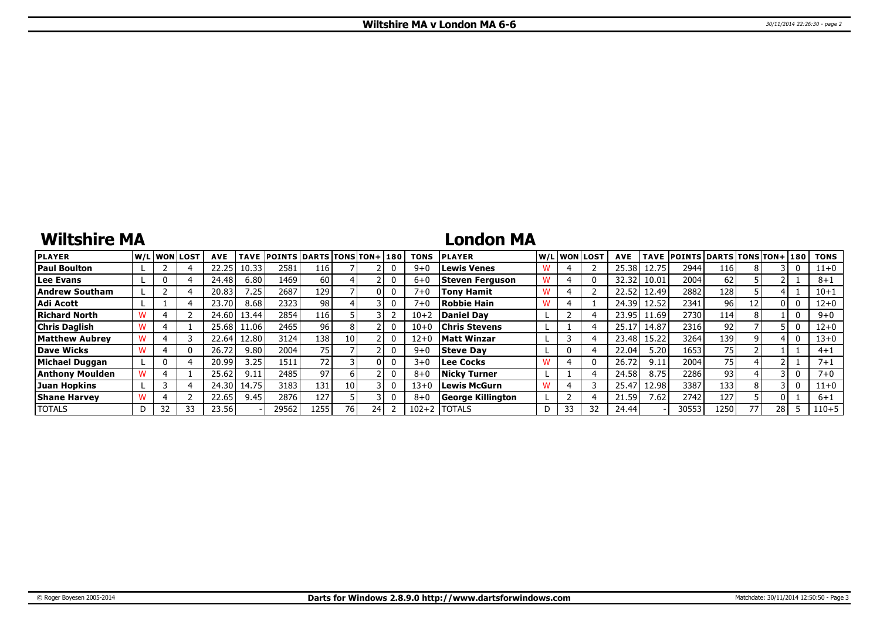# Wiltshire MA v London MA 6-6

## Wiltshire MA

| PLAYER | W/L | WON | LOST | AVE | TAVE | POINTS | DARTS | TONS | TON+ | 180 | TONS |
|---|---|---|---|---|---|---|---|---|---|---|---|
| Paul Boulton | L | 2 | 4 | 22.25 | 10.33 | 2581 | 116 | 7 | 2 | 0 | 9+0 |
| Lee Evans | L | 0 | 4 | 24.48 | 6.80 | 1469 | 60 | 4 | 2 | 0 | 6+0 |
| Andrew Southam | L | 2 | 4 | 20.83 | 7.25 | 2687 | 129 | 7 | 0 | 0 | 7+0 |
| Adi Acott | L | 1 | 4 | 23.70 | 8.68 | 2323 | 98 | 4 | 3 | 0 | 7+0 |
| Richard North | W | 4 | 2 | 24.60 | 13.44 | 2854 | 116 | 5 | 3 | 2 | 10+2 |
| Chris Daglish | W | 4 | 1 | 25.68 | 11.06 | 2465 | 96 | 8 | 2 | 0 | 10+0 |
| Matthew Aubrey | W | 4 | 3 | 22.64 | 12.80 | 3124 | 138 | 10 | 2 | 0 | 12+0 |
| Dave Wicks | W | 4 | 0 | 26.72 | 9.80 | 2004 | 75 | 7 | 2 | 0 | 9+0 |
| Michael Duggan | L | 0 | 4 | 20.99 | 3.25 | 1511 | 72 | 3 | 0 | 0 | 3+0 |
| Anthony Moulden | W | 4 | 1 | 25.62 | 9.11 | 2485 | 97 | 6 | 2 | 0 | 8+0 |
| Juan Hopkins | L | 3 | 4 | 24.30 | 14.75 | 3183 | 131 | 10 | 3 | 0 | 13+0 |
| Shane Harvey | W | 4 | 2 | 22.65 | 9.45 | 2876 | 127 | 5 | 3 | 0 | 8+0 |
| TOTALS | D | 32 | 33 | 23.56 | - | 29562 | 1255 | 76 | 24 | 2 | 102+2 |

## London MA

| PLAYER | W/L | WON | LOST | AVE | TAVE | POINTS | DARTS | TONS | TON+ | 180 | TONS |
|---|---|---|---|---|---|---|---|---|---|---|---|
| Lewis Venes | W | 4 | 2 | 25.38 | 12.75 | 2944 | 116 | 8 | 3 | 0 | 11+0 |
| Steven Ferguson | W | 4 | 0 | 32.32 | 10.01 | 2004 | 62 | 5 | 2 | 1 | 8+1 |
| Tony Hamit | W | 4 | 2 | 22.52 | 12.49 | 2882 | 128 | 5 | 4 | 1 | 10+1 |
| Robbie Hain | W | 4 | 1 | 24.39 | 12.52 | 2341 | 96 | 12 | 0 | 0 | 12+0 |
| Daniel Day | L | 2 | 4 | 23.95 | 11.69 | 2730 | 114 | 8 | 1 | 0 | 9+0 |
| Chris Stevens | L | 1 | 4 | 25.17 | 14.87 | 2316 | 92 | 7 | 5 | 0 | 12+0 |
| Matt Winzar | L | 3 | 4 | 23.48 | 15.22 | 3264 | 139 | 9 | 4 | 0 | 13+0 |
| Steve Day | L | 0 | 4 | 22.04 | 5.20 | 1653 | 75 | 2 | 1 | 1 | 4+1 |
| Lee Cocks | W | 4 | 0 | 26.72 | 9.11 | 2004 | 75 | 4 | 2 | 1 | 7+1 |
| Nicky Turner | L | 1 | 4 | 24.58 | 8.75 | 2286 | 93 | 4 | 3 | 0 | 7+0 |
| Lewis McGurn | W | 4 | 3 | 25.47 | 12.98 | 3387 | 133 | 8 | 3 | 0 | 11+0 |
| George Killington | L | 2 | 4 | 21.59 | 7.62 | 2742 | 127 | 5 | 0 | 1 | 6+1 |
| TOTALS | D | 33 | 32 | 24.44 | - | 30553 | 1250 | 77 | 28 | 5 | 110+5 |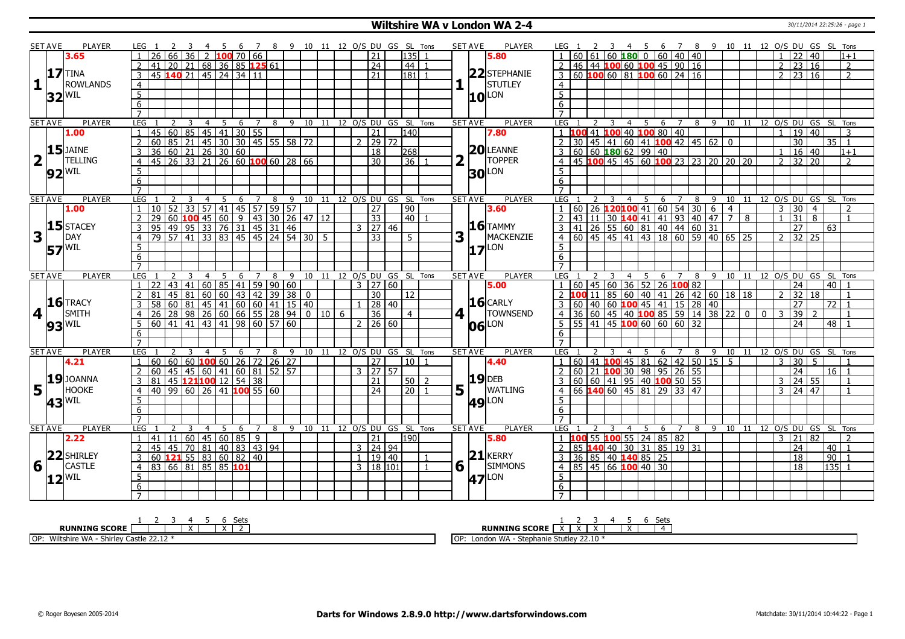# Wiltshire WA v London WA 2-4

30/11/2014 22:25:26 - page 1

| SET AVE | PLAYER | LEG | 1 | 2 | 3 | 4 | 5 | 6 | 7 | 8 | 9 | 10 | 11 | 12 | O/S | DU | GS | SL | Tons | SET AVE | PLAYER | LEG | 1 | 2 | 3 | 4 | 5 | 6 | 7 | 8 | 9 | 10 | 11 | 12 | O/S | DU | GS | SL | Tons |
|---|---|---|---|---|---|---|---|---|---|---|---|---|---|---|---|---|---|---|---|---|---|---|---|---|---|---|---|---|---|---|---|---|---|---|---|---|---|---|---|
| 1 | 3.65 TINA ROWLANDS 17.32 WIL | 1 | 26 | 66 | 36 | 2 | 100 | 70 | 66 | | | | | | | 21 | | 135 | 1 | 1 | 5.80 STEPHANIE STUTLEY 22.10 LON | 1 | 60 | 61 | 60 | 180 | 0 | 60 | 40 | 40 | | | | | 1 | 22 | 40 | | 1+1 |
| | | 2 | 41 | 20 | 21 | 68 | 36 | 85 | 125 | 61 | | | | | | 24 | | 44 | 1 | | | 2 | 46 | 44 | 100 | 60 | 100 | 45 | 90 | 16 | | | | | 2 | 23 | 16 | | 2 |
| | | 3 | 45 | 140 | 21 | 45 | 24 | 34 | 11 | | | | | | | 21 | | 181 | 1 | | | 3 | 60 | 100 | 60 | 81 | 100 | 60 | 24 | 16 | | | | | 2 | 23 | 16 | | 2 |
| 2 | 1.00 JAINE TELLING 15.92 WIL | 1 | 45 | 60 | 85 | 45 | 41 | 30 | 55 | | | | | | | 21 | | 140 | | 2 | 7.80 LEANNE TOPPER 20.30 LON | 1 | 100 | 41 | 100 | 40 | 100 | 80 | 40 | | | | | | 1 | 19 | 40 | | 3 |
| | | 2 | 60 | 85 | 21 | 45 | 30 | 30 | 45 | 55 | 58 | 72 | | | 2 | 29 | 72 | | | | | 2 | 30 | 45 | 41 | 60 | 41 | 100 | 42 | 45 | 62 | 0 | | | | 30 | | 35 | 1 |
| | | 3 | 36 | 60 | 21 | 26 | 30 | 60 | | | | | | | | 18 | | 268 | | | | 3 | 60 | 60 | 180 | 62 | 99 | 40 | | | | | | | 1 | 16 | 40 | | 1+1 |
| | | 4 | 45 | 26 | 33 | 21 | 26 | 60 | 100 | 60 | 28 | 66 | | | | 30 | | 36 | 1 | | | 4 | 45 | 100 | 45 | 45 | 60 | 100 | 23 | 23 | 20 | 20 | 20 | | 2 | 32 | 20 | | 2 |
| 3 | 1.00 STACEY DAY 15.57 WIL | 1 | 10 | 52 | 33 | 57 | 41 | 45 | 57 | 59 | 57 | | | | | 27 | | 90 | | 3 | 3.60 TAMMY MACKENZIE 16.17 LON | 1 | 60 | 26 | 120 | 100 | 41 | 60 | 54 | 30 | 6 | 4 | | | 3 | 30 | 4 | | 2 |
| | | 2 | 29 | 60 | 100 | 45 | 60 | 9 | 43 | 30 | 26 | 47 | 12 | | | 33 | | 40 | 1 | | | 2 | 43 | 11 | 30 | 140 | 41 | 41 | 93 | 40 | 47 | 7 | 8 | | 1 | 31 | 8 | | 1 |
| | | 3 | 95 | 49 | 95 | 33 | 76 | 31 | 45 | 31 | 46 | | | | 3 | 27 | 46 | | | | | 3 | 41 | 26 | 55 | 60 | 81 | 40 | 44 | 60 | 31 | | | | | 27 | | 63 | |
| | | 4 | 79 | 57 | 41 | 33 | 83 | 45 | 45 | 24 | 54 | 30 | 5 | | | 33 | | 5 | | | | 4 | 60 | 45 | 45 | 41 | 43 | 18 | 60 | 59 | 40 | 65 | 25 | | 2 | 32 | 25 | | |
| 4 | TRACY SMITH 16.93 WIL | 1 | 22 | 43 | 41 | 60 | 85 | 41 | 59 | 90 | 60 | | | | 3 | 27 | 60 | | | 4 | 5.00 CARLY TOWNSEND 16.06 LON | 1 | 60 | 45 | 60 | 36 | 52 | 26 | 100 | 82 | | | | | | 24 | | 40 | 1 |
| | | 2 | 81 | 45 | 81 | 60 | 60 | 43 | 42 | 39 | 38 | 0 | | | | 30 | | 12 | | | | 2 | 100 | 11 | 85 | 60 | 40 | 41 | 26 | 42 | 60 | 18 | 18 | | 2 | 32 | 18 | | 1 |
| | | 3 | 58 | 60 | 81 | 45 | 41 | 60 | 60 | 41 | 15 | 40 | | | 1 | 28 | 40 | | | | | 3 | 60 | 40 | 60 | 100 | 45 | 41 | 15 | 28 | 40 | | | | | 27 | | 72 | 1 |
| | | 4 | 26 | 28 | 98 | 26 | 60 | 66 | 55 | 28 | 94 | 0 | 10 | 6 | | 36 | | 4 | | | | 4 | 36 | 60 | 45 | 40 | 100 | 85 | 59 | 14 | 38 | 22 | 0 | 0 | 3 | 39 | 2 | | 1 |
| | | 5 | 60 | 41 | 41 | 43 | 41 | 98 | 60 | 57 | 60 | | | | 2 | 26 | 60 | | | | | 5 | 55 | 41 | 45 | 100 | 60 | 60 | 60 | 32 | | | | | | 24 | | 48 | 1 |
| 5 | 4.21 JOANNA HOOKE 19.43 WIL | 1 | 60 | 60 | 60 | 100 | 60 | 26 | 72 | 26 | 27 | | | | | 27 | | 10 | 1 | 5 | 4.40 DEB WATLING 19.49 LON | 1 | 60 | 41 | 100 | 45 | 81 | 62 | 42 | 50 | 15 | 5 | | | 3 | 30 | 5 | | 1 |
| | | 2 | 60 | 45 | 45 | 60 | 41 | 60 | 81 | 52 | 57 | | | | 3 | 27 | 57 | | | | | 2 | 60 | 21 | 100 | 30 | 98 | 95 | 26 | 55 | | | | | | 24 | | 16 | 1 |
| | | 3 | 81 | 45 | 121 | 100 | 12 | 54 | 38 | | | | | | | 21 | | 50 | 2 | | | 3 | 60 | 60 | 41 | 95 | 40 | 100 | 50 | 55 | | | | | 3 | 24 | 55 | | 1 |
| | | 4 | 40 | 99 | 60 | 26 | 41 | 100 | 55 | 60 | | | | | | 24 | | 20 | 1 | | | 4 | 66 | 140 | 60 | 45 | 81 | 29 | 33 | 47 | | | | | 3 | 24 | 47 | | 1 |
| 6 | 2.22 SHIRLEY CASTLE 22.12 WIL | 1 | 41 | 11 | 60 | 45 | 60 | 85 | 9 | | | | | | | 21 | | 190 | | 6 | 5.80 KERRY SIMMONS 21.47 LON | 1 | 100 | 55 | 100 | 55 | 24 | 85 | 82 | | | | | | 3 | 21 | 82 | | 2 |
| | | 2 | 45 | 45 | 70 | 81 | 40 | 83 | 43 | 94 | | | | | 3 | 24 | 94 | | | | | 2 | 85 | 140 | 40 | 30 | 31 | 85 | 19 | 31 | | | | | | 24 | | 40 | 1 |
| | | 3 | 60 | 121 | 55 | 83 | 60 | 82 | 40 | | | | | | 1 | 19 | 40 | | 1 | | | 3 | 36 | 85 | 40 | 140 | 85 | 25 | | | | | | | | 18 | | 90 | 1 |
| | | 4 | 83 | 66 | 81 | 85 | 85 | 101 | | | | | | | 3 | 18 | 101 | | 1 | | | 4 | 85 | 45 | 66 | 100 | 40 | 30 | | | | | | | | 18 | | 135 | 1 |

| RUNNING SCORE | 1 | 2 | 3 | 4 | 5 | 6 | Sets |
|---|---|---|---|---|---|---|---|
| Wiltshire WA | | | | X | | X | 2 |
| London WA | X | X | X | | X | | 4 |

OP: Wiltshire WA - Shirley Castle 22.12 *

OP: London WA - Stephanie Stutley 22.10 *

© Roger Boyesen 2005-2014 | **Darts for Windows 2.8.9.0 http://www.dartsforwindows.com** | Matchdate: 30/11/2014 10:44:22 - Page 1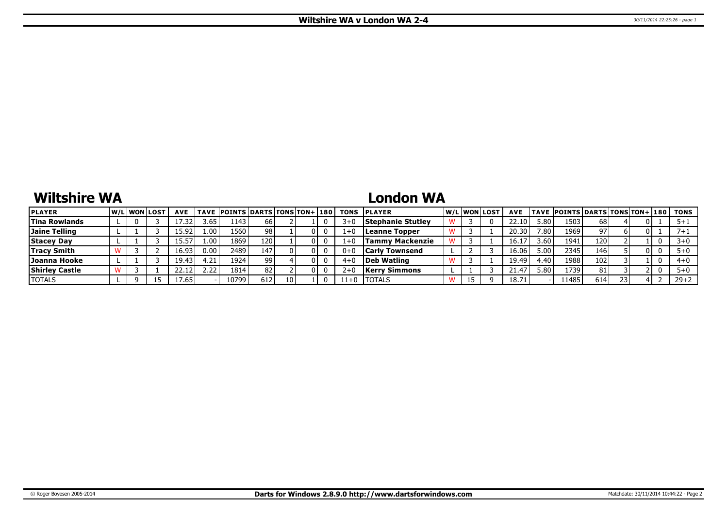# Wiltshire WA v London WA 2-4

## Wiltshire WA

## London WA

| PLAYER | W/L | WON | LOST | AVE | TAVE | POINTS | DARTS | TONS | TON+ | 180 | TONS | PLAYER | W/L | WON | LOST | AVE | TAVE | POINTS | DARTS | TONS | TON+ | 180 | TONS |
|---|---|---|---|---|---|---|---|---|---|---|---|---|---|---|---|---|---|---|---|---|---|---|---|
| **Tina Rowlands** | L | 0 | 3 | 17.32 | 3.65 | 1143 | 66 | 2 | 1 | 0 | 3+0 | **Stephanie Stutley** | W | 3 | 0 | 22.10 | 5.80 | 1503 | 68 | 4 | 0 | 1 | 5+1 |
| **Jaine Telling** | L | 1 | 3 | 15.92 | 1.00 | 1560 | 98 | 1 | 0 | 0 | 1+0 | **Leanne Topper** | W | 3 | 1 | 20.30 | 7.80 | 1969 | 97 | 6 | 0 | 1 | 7+1 |
| **Stacey Day** | L | 1 | 3 | 15.57 | 1.00 | 1869 | 120 | 1 | 0 | 0 | 1+0 | **Tammy Mackenzie** | W | 3 | 1 | 16.17 | 3.60 | 1941 | 120 | 2 | 1 | 0 | 3+0 |
| **Tracy Smith** | W | 3 | 2 | 16.93 | 0.00 | 2489 | 147 | 0 | 0 | 0 | 0+0 | **Carly Townsend** | L | 2 | 3 | 16.06 | 5.00 | 2345 | 146 | 5 | 0 | 0 | 5+0 |
| **Joanna Hooke** | L | 1 | 3 | 19.43 | 4.21 | 1924 | 99 | 4 | 0 | 0 | 4+0 | **Deb Watling** | W | 3 | 1 | 19.49 | 4.40 | 1988 | 102 | 3 | 1 | 0 | 4+0 |
| **Shirley Castle** | W | 3 | 1 | 22.12 | 2.22 | 1814 | 82 | 2 | 0 | 0 | 2+0 | **Kerry Simmons** | L | 1 | 3 | 21.47 | 5.80 | 1739 | 81 | 3 | 2 | 0 | 5+0 |
| TOTALS | L | 9 | 15 | 17.65 | - | 10799 | 612 | 10 | 1 | 0 | 11+0 | TOTALS | W | 15 | 9 | 18.71 | - | 11485 | 614 | 23 | 4 | 2 | 29+2 |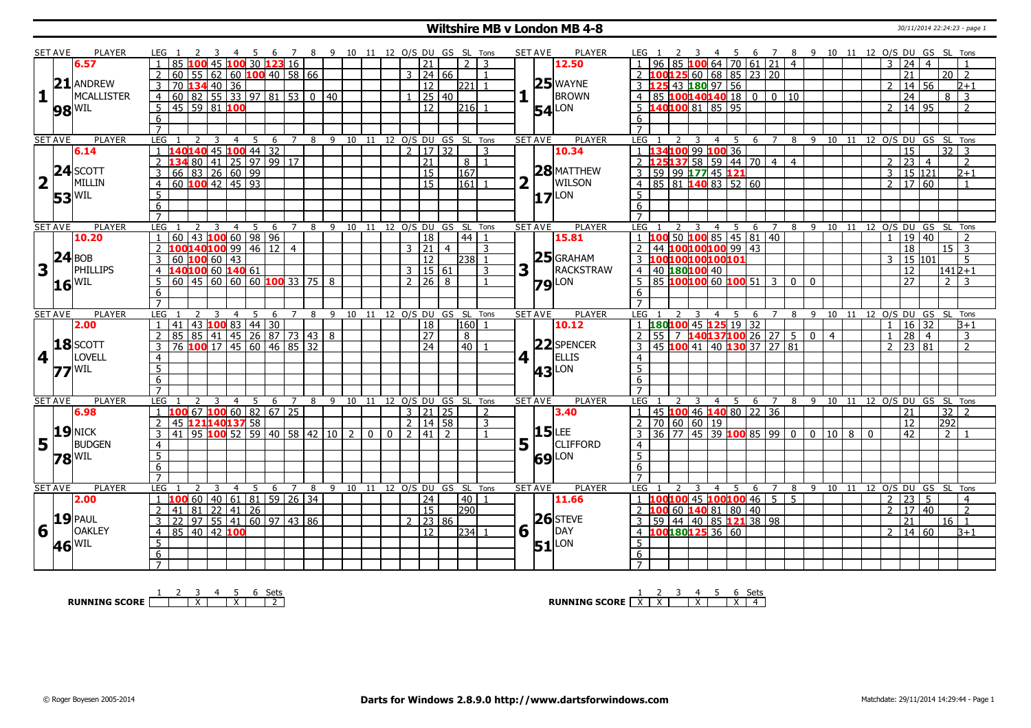# Wiltshire MB v London MB 4-8

30/11/2014 22:24:23 - page 1

| SET AVE | PLAYER | LEG | 1 | 2 | 3 | 4 | 5 | 6 | 7 | 8 | 9 | 10 | 11 | 12 | O/S | DU | GS | SL | Tons | SET AVE | PLAYER | LEG | 1 | 2 | 3 | 4 | 5 | 6 | 7 | 8 | 9 | 10 | 11 | 12 | O/S | DU | GS | SL | Tons |
|---|---|---|---|---|---|---|---|---|---|---|---|---|---|---|---|---|---|---|---|---|---|---|---|---|---|---|---|---|---|---|---|---|---|---|---|---|---|---|---|
| 1 | 6.57 / 21.98 ANDREW MCALLISTER WIL | 1 | 85 | 100 | 45 | 100 | 30 | 123 | 16 | | | | | | | 21 | | 2 | 3 | 1 | 12.50 / 25.54 WAYNE BROWN LON | 1 | 96 | 85 | 100 | 64 | 70 | 61 | 21 | 4 | | | | | 3 | 24 | 4 | | 1 |
| | | 2 | 60 | 55 | 62 | 60 | 100 | 40 | 58 | 66 | | | | | 3 | 24 | 66 | | 1 | | | 2 | 100 | 125 | 60 | 68 | 85 | 23 | 20 | | | | | | | 21 | | 20 | 2 |
| | | 3 | 70 | 134 | 40 | 36 | | | | | | | | | | 12 | | 221 | 1 | | | 3 | 125 | 43 | 180 | 97 | 56 | | | | | | | | 2 | 14 | 56 | | 2+1 |
| | | 4 | 60 | 82 | 55 | 33 | 97 | 81 | 53 | 0 | 40 | | | | 1 | 25 | 40 | | | | | 4 | 85 | 100 | 140 | 140 | 18 | 0 | 0 | 10 | | | | | | 24 | | 8 | 3 |
| | | 5 | 45 | 59 | 81 | 100 | | | | | | | | | | 12 | | 216 | 1 | | | 5 | 140 | 100 | 81 | 85 | 95 | | | | | | | | 2 | 14 | 95 | | 2 |
| 2 | 6.14 / 24.53 SCOTT MILLIN WIL | 1 | 140 | 140 | 45 | 100 | 44 | 32 | | | | | | | 2 | 17 | 32 | | 3 | 2 | 10.34 / 28.17 MATTHEW WILSON LON | 1 | 134 | 100 | 99 | 100 | 36 | | | | | | | | | 15 | | 32 | 3 |
| | | 2 | 134 | 80 | 41 | 25 | 97 | 99 | 17 | | | | | | | 21 | | 8 | 1 | | | 2 | 125 | 137 | 58 | 59 | 44 | 70 | 4 | 4 | | | | | 2 | 23 | 4 | | 2 |
| | | 3 | 66 | 83 | 26 | 60 | 99 | | | | | | | | | 15 | | 167 | | | | 3 | 59 | 99 | 177 | 45 | 121 | | | | | | | | 3 | 15 | 121 | | 2+1 |
| | | 4 | 60 | 100 | 42 | 45 | 93 | | | | | | | | | 15 | | 161 | 1 | | | 4 | 85 | 81 | 140 | 83 | 52 | 60 | | | | | | | 2 | 17 | 60 | | 1 |
| 3 | 10.20 / 24.16 BOB PHILLIPS WIL | 1 | 60 | 43 | 100 | 60 | 98 | 96 | | | | | | | | 18 | | 44 | 1 | 3 | 15.81 / 25.79 GRAHAM RACKSTRAW LON | 1 | 100 | 50 | 100 | 85 | 45 | 81 | 40 | | | | | | 1 | 19 | 40 | | 2 |
| | | 2 | 100 | 140 | 100 | 99 | 46 | 12 | 4 | | | | | | 3 | 21 | 4 | | 3 | | | 2 | 44 | 100 | 100 | 100 | 99 | 43 | | | | | | | | 18 | | 15 | 3 |
| | | 3 | 60 | 100 | 60 | 43 | | | | | | | | | | 12 | | 238 | 1 | | | 3 | 100 | 100 | 100 | 100 | 101 | | | | | | | | 3 | 15 | 101 | | 5 |
| | | 4 | 140 | 100 | 60 | 140 | 61 | | | | | | | | 3 | 15 | 61 | | 3 | | | 4 | 40 | 180 | 100 | 40 | | | | | | | | | | 12 | | 141 | 2+1 |
| | | 5 | 60 | 45 | 60 | 60 | 60 | 100 | 33 | 75 | 8 | | | | 2 | 26 | 8 | | 1 | | | 5 | 85 | 100 | 100 | 60 | 100 | 51 | 3 | 0 | 0 | | | | | 27 | | 2 | 3 |
| 4 | 2.00 / 18.77 SCOTT LOVELL WIL | 1 | 41 | 43 | 100 | 83 | 44 | 30 | | | | | | | | 18 | | 160 | 1 | 4 | 10.12 / 22.43 SPENCER ELLIS LON | 1 | 180 | 100 | 45 | 125 | 19 | 32 | | | | | | | 1 | 16 | 32 | | 3+1 |
| | | 2 | 85 | 85 | 41 | 45 | 26 | 87 | 73 | 43 | 8 | | | | | 27 | | 8 | | | | 2 | 55 | 7 | 140 | 137 | 100 | 26 | 27 | 5 | 0 | 4 | | | 1 | 28 | 4 | | 3 |
| | | 3 | 76 | 100 | 17 | 45 | 60 | 46 | 85 | 32 | | | | | | 24 | | 40 | 1 | | | 3 | 45 | 100 | 41 | 40 | 130 | 37 | 27 | 81 | | | | | 2 | 23 | 81 | | 2 |
| 5 | 6.98 / 19.78 NICK BUDGEN WIL | 1 | 100 | 67 | 100 | 60 | 82 | 67 | 25 | | | | | | 3 | 21 | 25 | | 2 | 5 | 3.40 / 15.69 LEE CLIFFORD LON | 1 | 45 | 100 | 46 | 140 | 80 | 22 | 36 | | | | | | | 21 | | 32 | 2 |
| | | 2 | 45 | 121 | 140 | 137 | 58 | | | | | | | | 2 | 14 | 58 | | 3 | | | 2 | 70 | 60 | 60 | 19 | | | | | | | | | | 12 | | 292 | |
| | | 3 | 41 | 95 | 100 | 52 | 59 | 40 | 58 | 42 | 10 | 2 | 0 | 0 | 2 | 41 | 2 | | 1 | | | 3 | 36 | 77 | 45 | 39 | 100 | 85 | 99 | 0 | 0 | 10 | 8 | 0 | | 42 | | 2 | 1 |
| 6 | 2.00 / 19.46 PAUL OAKLEY WIL | 1 | 100 | 60 | 40 | 61 | 81 | 59 | 26 | 34 | | | | | | 24 | | 40 | 1 | 6 | 11.66 / 26.51 STEVE DAY LON | 1 | 100 | 100 | 45 | 100 | 100 | 46 | 5 | 5 | | | | | 2 | 23 | 5 | | 4 |
| | | 2 | 41 | 81 | 22 | 41 | 26 | | | | | | | | | 15 | | 290 | | | | 2 | 100 | 60 | 140 | 81 | 80 | 40 | | | | | | | 2 | 17 | 40 | | 2 |
| | | 3 | 22 | 97 | 55 | 41 | 60 | 97 | 43 | 86 | | | | | 2 | 23 | 86 | | | | | 3 | 59 | 44 | 40 | 85 | 121 | 38 | 98 | | | | | | | 21 | | 16 | 1 |
| | | 4 | 85 | 40 | 42 | 100 | | | | | | | | | | 12 | | 234 | 1 | | | 4 | 100 | 180 | 125 | 36 | 60 | | | | | | | | 2 | 14 | 60 | | 3+1 |

| RUNNING SCORE | 1 | 2 | 3 | 4 | 5 | 6 | Sets |
|---|---|---|---|---|---|---|---|
| Wiltshire | | | X | | X | | 2 |
| London | X | X | | X | | X | 4 |

© Roger Boyesen 2005-2014 — Darts for Windows 2.8.9.0 http://www.dartsforwindows.com — Matchdate: 29/11/2014 14:29:44 - Page 1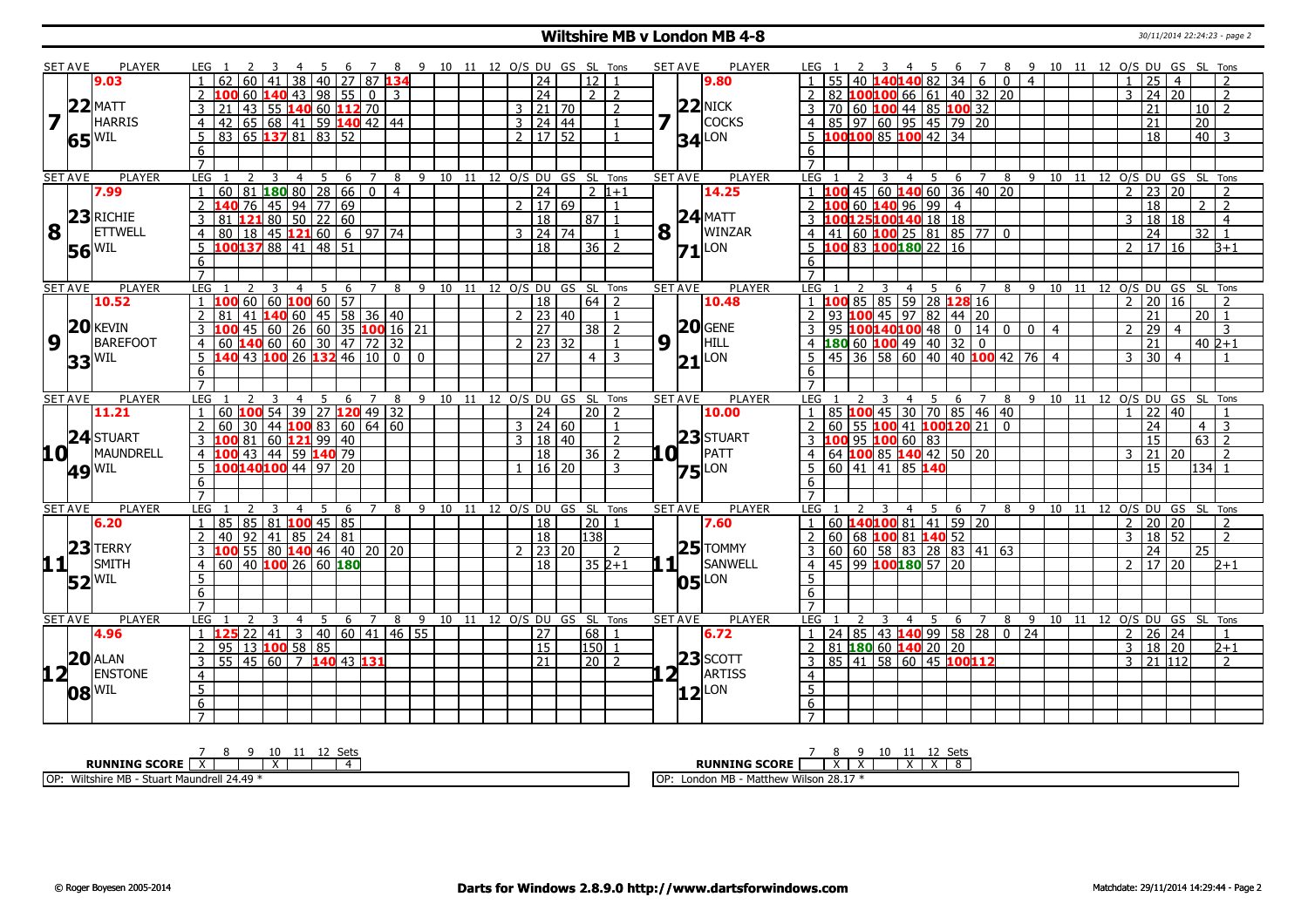# Wiltshire MB v London MB 4-8

30/11/2014 22:24:23 - page 2

| SET AVE | PLAYER | LEG | 1 | 2 | 3 | 4 | 5 | 6 | 7 | 8 | 9 | 10 | 11 | 12 | O/S | DU | GS | SL | Tons | SET AVE | PLAYER | LEG | 1 | 2 | 3 | 4 | 5 | 6 | 7 | 8 | 9 | 10 | 11 | 12 | O/S | DU | GS | SL | Tons |
|---|---|---|---|---|---|---|---|---|---|---|---|---|---|---|---|---|---|---|---|---|---|---|---|---|---|---|---|---|---|---|---|---|---|---|---|---|---|---|---|
| 9.03 | | 1 | 62 | 60 | 41 | 38 | 40 | 27 | 87 | 134 | | | | | | 24 | | 12 | 1 | 9.80 | | 1 | 55 | 40 | 140 | 140 | 82 | 34 | 6 | 0 | 4 | | | | 1 | 25 | 4 | | 2 |
| 22 | MATT | 2 | 100 | 60 | 140 | 43 | 98 | 55 | 0 | 3 | | | | | | 24 | | 2 | 2 | 22 | NICK | 2 | 82 | 100 | 100 | 66 | 61 | 40 | 32 | 20 | | | | | 3 | 24 | 20 | | 2 |
| 7 | HARRIS | 3 | 21 | 43 | 55 | 140 | 60 | 112 | 70 | | | | | | 3 | 21 | 70 | | 2 | 7 | COCKS | 3 | 70 | 60 | 100 | 44 | 85 | 100 | 32 | | | | | | | 21 | | 10 | 2 |
| 65 | WIL | 4 | 42 | 65 | 68 | 41 | 59 | 140 | 42 | 44 | | | | | 3 | 24 | 44 | | 1 | 34 | LON | 4 | 85 | 97 | 60 | 95 | 45 | 79 | 20 | | | | | | | 21 | | 20 | |
| | | 5 | 83 | 65 | 137 | 81 | 83 | 52 | | | | | | | 2 | 17 | 52 | | 1 | | | 5 | 100 | 100 | 85 | 100 | 42 | 34 | | | | | | | | 18 | | 40 | 3 |
| SET AVE | PLAYER | LEG | 1 | 2 | 3 | 4 | 5 | 6 | 7 | 8 | 9 | 10 | 11 | 12 | O/S | DU | GS | SL | Tons | SET AVE | PLAYER | LEG | 1 | 2 | 3 | 4 | 5 | 6 | 7 | 8 | 9 | 10 | 11 | 12 | O/S | DU | GS | SL | Tons |
| 7.99 | | 1 | 60 | 81 | 180 | 80 | 28 | 66 | 0 | 4 | | | | | | 24 | | 2 | 1+1 | 14.25 | | 1 | 100 | 45 | 60 | 140 | 60 | 36 | 40 | 20 | | | | | 2 | 23 | 20 | | 2 |
| 23 | RICHIE | 2 | 140 | 76 | 45 | 94 | 77 | 69 | | | | | | | 2 | 17 | 69 | | 1 | 24 | MATT | 2 | 100 | 60 | 140 | 96 | 99 | 4 | | | | | | | | 18 | | 2 | 2 |
| 8 | ETTWELL | 3 | 81 | 121 | 80 | 50 | 22 | 60 | | | | | | | | 18 | | 87 | 1 | 8 | WINZAR | 3 | 100 | 125 | 100 | 140 | 18 | 18 | | | | | | | 3 | 18 | 18 | | 4 |
| 56 | WIL | 4 | 80 | 18 | 45 | 121 | 60 | 6 | 97 | 74 | | | | | 3 | 24 | 74 | | 1 | 71 | LON | 4 | 41 | 60 | 100 | 25 | 81 | 85 | 77 | 0 | | | | | | 24 | | 32 | 1 |
| | | 5 | 100 | 137 | 88 | 41 | 48 | 51 | | | | | | | | 18 | | 36 | 2 | | | 5 | 100 | 83 | 100 | 180 | 22 | 16 | | | | | | | 2 | 17 | 16 | | 3+1 |
| SET AVE | PLAYER | LEG | 1 | 2 | 3 | 4 | 5 | 6 | 7 | 8 | 9 | 10 | 11 | 12 | O/S | DU | GS | SL | Tons | SET AVE | PLAYER | LEG | 1 | 2 | 3 | 4 | 5 | 6 | 7 | 8 | 9 | 10 | 11 | 12 | O/S | DU | GS | SL | Tons |
| 10.52 | | 1 | 100 | 60 | 60 | 100 | 60 | 57 | | | | | | | | 18 | | 64 | 2 | 10.48 | | 1 | 100 | 85 | 85 | 59 | 28 | 128 | 16 | | | | | | 2 | 20 | 16 | | 2 |
| 20 | KEVIN | 2 | 81 | 41 | 140 | 60 | 45 | 58 | 36 | 40 | | | | | 2 | 23 | 40 | | 1 | 20 | GENE | 2 | 93 | 100 | 45 | 97 | 82 | 44 | 20 | | | | | | | 21 | | 20 | 1 |
| 9 | BAREFOOT | 3 | 100 | 45 | 60 | 26 | 60 | 35 | 100 | 16 | 21 | | | | | 27 | | 38 | 2 | 9 | HILL | 3 | 95 | 100 | 140 | 100 | 48 | 0 | 14 | 0 | 0 | 4 | | | 2 | 29 | 4 | | 3 |
| 33 | WIL | 4 | 60 | 140 | 60 | 60 | 30 | 47 | 72 | 32 | | | | | 2 | 23 | 32 | | 1 | 21 | LON | 4 | 180 | 60 | 100 | 49 | 40 | 32 | 0 | | | | | | | 21 | | 40 | 2+1 |
| | | 5 | 140 | 43 | 100 | 26 | 132 | 46 | 10 | 0 | 0 | | | | | 27 | | 4 | 3 | | | 5 | 45 | 36 | 58 | 60 | 40 | 40 | 100 | 42 | 76 | 4 | | | 3 | 30 | 4 | | 1 |
| SET AVE | PLAYER | LEG | 1 | 2 | 3 | 4 | 5 | 6 | 7 | 8 | 9 | 10 | 11 | 12 | O/S | DU | GS | SL | Tons | SET AVE | PLAYER | LEG | 1 | 2 | 3 | 4 | 5 | 6 | 7 | 8 | 9 | 10 | 11 | 12 | O/S | DU | GS | SL | Tons |
| 11.21 | | 1 | 60 | 100 | 54 | 39 | 27 | 120 | 49 | 32 | | | | | | 24 | | 20 | 2 | 10.00 | | 1 | 85 | 100 | 45 | 30 | 70 | 85 | 46 | 40 | | | | | 1 | 22 | 40 | | 1 |
| 24 | STUART | 2 | 60 | 30 | 44 | 100 | 83 | 60 | 64 | 60 | | | | | 3 | 24 | 60 | | 1 | 23 | STUART | 2 | 60 | 55 | 100 | 41 | 100 | 120 | 21 | 0 | | | | | | 24 | | 4 | 3 |
| 10 | MAUNDRELL | 3 | 100 | 81 | 60 | 121 | 99 | 40 | | | | | | | 3 | 18 | 40 | | 2 | 10 | PATT | 3 | 100 | 95 | 100 | 60 | 83 | | | | | | | | | 15 | | 63 | 2 |
| 49 | WIL | 4 | 100 | 43 | 44 | 59 | 140 | 79 | | | | | | | | 18 | | 36 | 2 | 75 | LON | 4 | 64 | 100 | 85 | 140 | 42 | 50 | 20 | | | | | | 3 | 21 | 20 | | 2 |
| | | 5 | 100 | 140 | 100 | 44 | 97 | 20 | | | | | | | 1 | 16 | 20 | | 3 | | | 5 | 60 | 41 | 41 | 85 | 140 | | | | | | | | | 15 | | 134 | 1 |
| SET AVE | PLAYER | LEG | 1 | 2 | 3 | 4 | 5 | 6 | 7 | 8 | 9 | 10 | 11 | 12 | O/S | DU | GS | SL | Tons | SET AVE | PLAYER | LEG | 1 | 2 | 3 | 4 | 5 | 6 | 7 | 8 | 9 | 10 | 11 | 12 | O/S | DU | GS | SL | Tons |
| 6.20 | | 1 | 85 | 85 | 81 | 100 | 45 | 85 | | | | | | | | 18 | | 20 | 1 | 7.60 | | 1 | 60 | 140 | 100 | 81 | 41 | 59 | 20 | | | | | | 2 | 20 | 20 | | 2 |
| 23 | TERRY | 2 | 40 | 92 | 41 | 85 | 24 | 81 | | | | | | | | 18 | | 138 | | 25 | TOMMY | 2 | 60 | 68 | 100 | 81 | 140 | 52 | | | | | | | 3 | 18 | 52 | | 2 |
| 11 | SMITH | 3 | 100 | 55 | 80 | 140 | 46 | 40 | 20 | 20 | | | | | 2 | 23 | 20 | | 2 | 11 | SANWELL | 3 | 60 | 60 | 58 | 83 | 28 | 83 | 41 | 63 | | | | | | 24 | | 25 | |
| 52 | WIL | 4 | 60 | 40 | 100 | 26 | 60 | 180 | | | | | | | | 18 | | 35 | 2+1 | 05 | LON | 4 | 45 | 99 | 100 | 180 | 57 | 20 | | | | | | | 2 | 17 | 20 | | 2+1 |
| SET AVE | PLAYER | LEG | 1 | 2 | 3 | 4 | 5 | 6 | 7 | 8 | 9 | 10 | 11 | 12 | O/S | DU | GS | SL | Tons | SET AVE | PLAYER | LEG | 1 | 2 | 3 | 4 | 5 | 6 | 7 | 8 | 9 | 10 | 11 | 12 | O/S | DU | GS | SL | Tons |
| 4.96 | | 1 | 125 | 22 | 41 | 3 | 40 | 60 | 41 | 46 | 55 | | | | | 27 | | 68 | 1 | 6.72 | | 1 | 24 | 85 | 43 | 140 | 99 | 58 | 28 | 0 | 24 | | | | 2 | 26 | 24 | | 1 |
| 20 | ALAN | 2 | 95 | 13 | 100 | 58 | 85 | | | | | | | | | 15 | | 150 | 1 | 23 | SCOTT | 2 | 81 | 180 | 60 | 140 | 20 | 20 | | | | | | | 3 | 18 | 20 | | 2+1 |
| 12 | ENSTONE | 3 | 55 | 45 | 60 | 7 | 140 | 43 | 131 | | | | | | | 21 | | 20 | 2 | 12 | ARTISS | 3 | 85 | 41 | 58 | 60 | 45 | 100 | 112 | | | | | | 3 | 21 | 112 | | 2 |
| 08 | WIL | | | | | | | | | | | | | | | | | | | 12 | LON | | | | | | | | | | | | | | | | | | |

| RUNNING SCORE | 7 | 8 | 9 | 10 | 11 | 12 | Sets |
|---|---|---|---|---|---|---|---|
| Wiltshire MB | X | | | X | | | 4 |
| London MB | | X | X | | X | X | 8 |

OP: Wiltshire MB - Stuart Maundrell 24.49 *

OP: London MB - Matthew Wilson 28.17 *

© Roger Boyesen 2005-2014 — Darts for Windows 2.8.9.0 http://www.dartsforwindows.com — Matchdate: 29/11/2014 14:29:44 - Page 2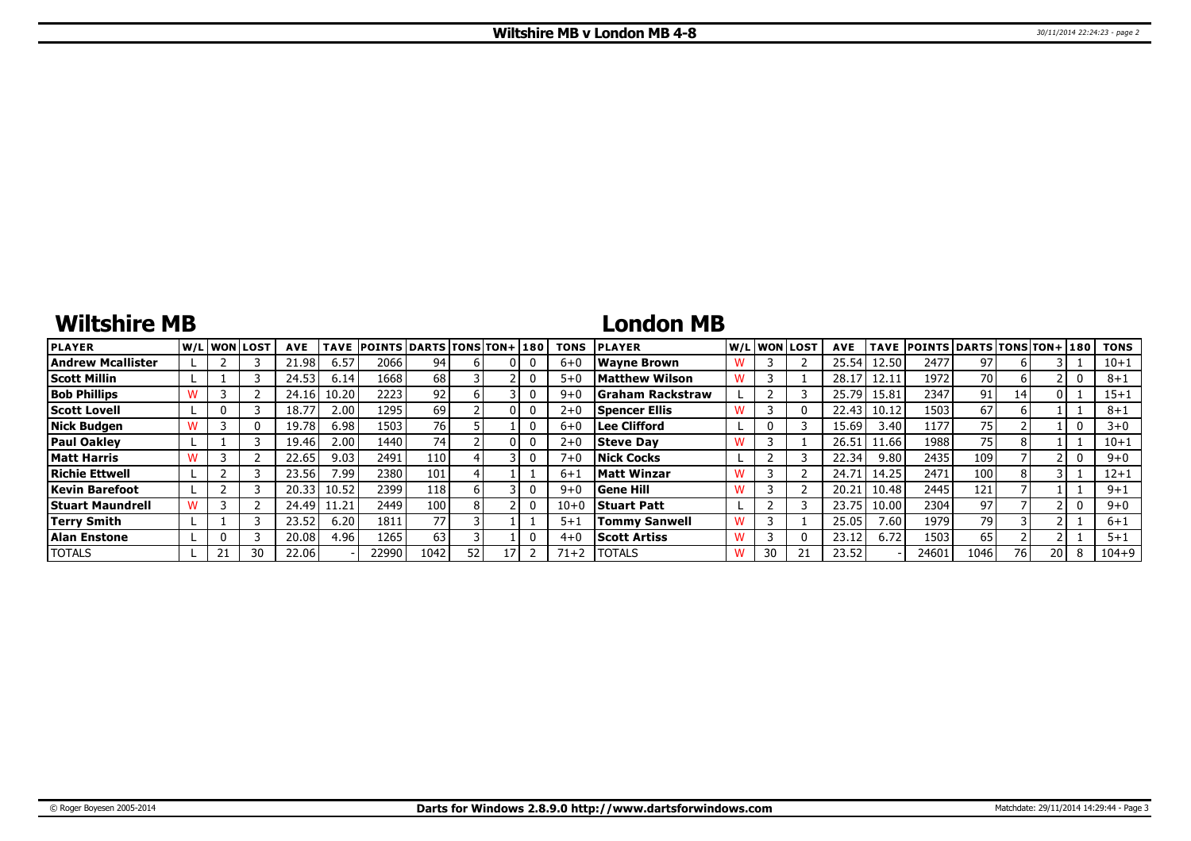# Wiltshire MB v London MB 4-8

## Wiltshire MB

| PLAYER | W/L | WON | LOST | AVE | TAVE | POINTS | DARTS | TONS | TON+ | 180 | TONS |
|---|---|---|---|---|---|---|---|---|---|---|---|
| Andrew Mcallister | L | 2 | 3 | 21.98 | 6.57 | 2066 | 94 | 6 | 0 | 0 | 6+0 |
| Scott Millin | L | 1 | 3 | 24.53 | 6.14 | 1668 | 68 | 3 | 2 | 0 | 5+0 |
| Bob Phillips | W | 3 | 2 | 24.16 | 10.20 | 2223 | 92 | 6 | 3 | 0 | 9+0 |
| Scott Lovell | L | 0 | 3 | 18.77 | 2.00 | 1295 | 69 | 2 | 0 | 0 | 2+0 |
| Nick Budgen | W | 3 | 0 | 19.78 | 6.98 | 1503 | 76 | 5 | 1 | 0 | 6+0 |
| Paul Oakley | L | 1 | 3 | 19.46 | 2.00 | 1440 | 74 | 2 | 0 | 0 | 2+0 |
| Matt Harris | W | 3 | 2 | 22.65 | 9.03 | 2491 | 110 | 4 | 3 | 0 | 7+0 |
| Richie Ettwell | L | 2 | 3 | 23.56 | 7.99 | 2380 | 101 | 4 | 1 | 1 | 6+1 |
| Kevin Barefoot | L | 2 | 3 | 20.33 | 10.52 | 2399 | 118 | 6 | 3 | 0 | 9+0 |
| Stuart Maundrell | W | 3 | 2 | 24.49 | 11.21 | 2449 | 100 | 8 | 2 | 0 | 10+0 |
| Terry Smith | L | 1 | 3 | 23.52 | 6.20 | 1811 | 77 | 3 | 1 | 1 | 5+1 |
| Alan Enstone | L | 0 | 3 | 20.08 | 4.96 | 1265 | 63 | 3 | 1 | 0 | 4+0 |
| TOTALS | L | 21 | 30 | 22.06 | - | 22990 | 1042 | 52 | 17 | 2 | 71+2 |

## London MB

| PLAYER | W/L | WON | LOST | AVE | TAVE | POINTS | DARTS | TONS | TON+ | 180 | TONS |
|---|---|---|---|---|---|---|---|---|---|---|---|
| Wayne Brown | W | 3 | 2 | 25.54 | 12.50 | 2477 | 97 | 6 | 3 | 1 | 10+1 |
| Matthew Wilson | W | 3 | 1 | 28.17 | 12.11 | 1972 | 70 | 6 | 2 | 0 | 8+1 |
| Graham Rackstraw | L | 2 | 3 | 25.79 | 15.81 | 2347 | 91 | 14 | 0 | 1 | 15+1 |
| Spencer Ellis | W | 3 | 0 | 22.43 | 10.12 | 1503 | 67 | 6 | 1 | 1 | 8+1 |
| Lee Clifford | L | 0 | 3 | 15.69 | 3.40 | 1177 | 75 | 2 | 1 | 0 | 3+0 |
| Steve Day | W | 3 | 1 | 26.51 | 11.66 | 1988 | 75 | 8 | 1 | 1 | 10+1 |
| Nick Cocks | L | 2 | 3 | 22.34 | 9.80 | 2435 | 109 | 7 | 2 | 0 | 9+0 |
| Matt Winzar | W | 3 | 2 | 24.71 | 14.25 | 2471 | 100 | 8 | 3 | 1 | 12+1 |
| Gene Hill | W | 3 | 2 | 20.21 | 10.48 | 2445 | 121 | 7 | 1 | 1 | 9+1 |
| Stuart Patt | L | 2 | 3 | 23.75 | 10.00 | 2304 | 97 | 7 | 2 | 0 | 9+0 |
| Tommy Sanwell | W | 3 | 1 | 25.05 | 7.60 | 1979 | 79 | 3 | 2 | 1 | 6+1 |
| Scott Artiss | W | 3 | 0 | 23.12 | 6.72 | 1503 | 65 | 2 | 2 | 1 | 5+1 |
| TOTALS | W | 30 | 21 | 23.52 | - | 24601 | 1046 | 76 | 20 | 8 | 104+9 |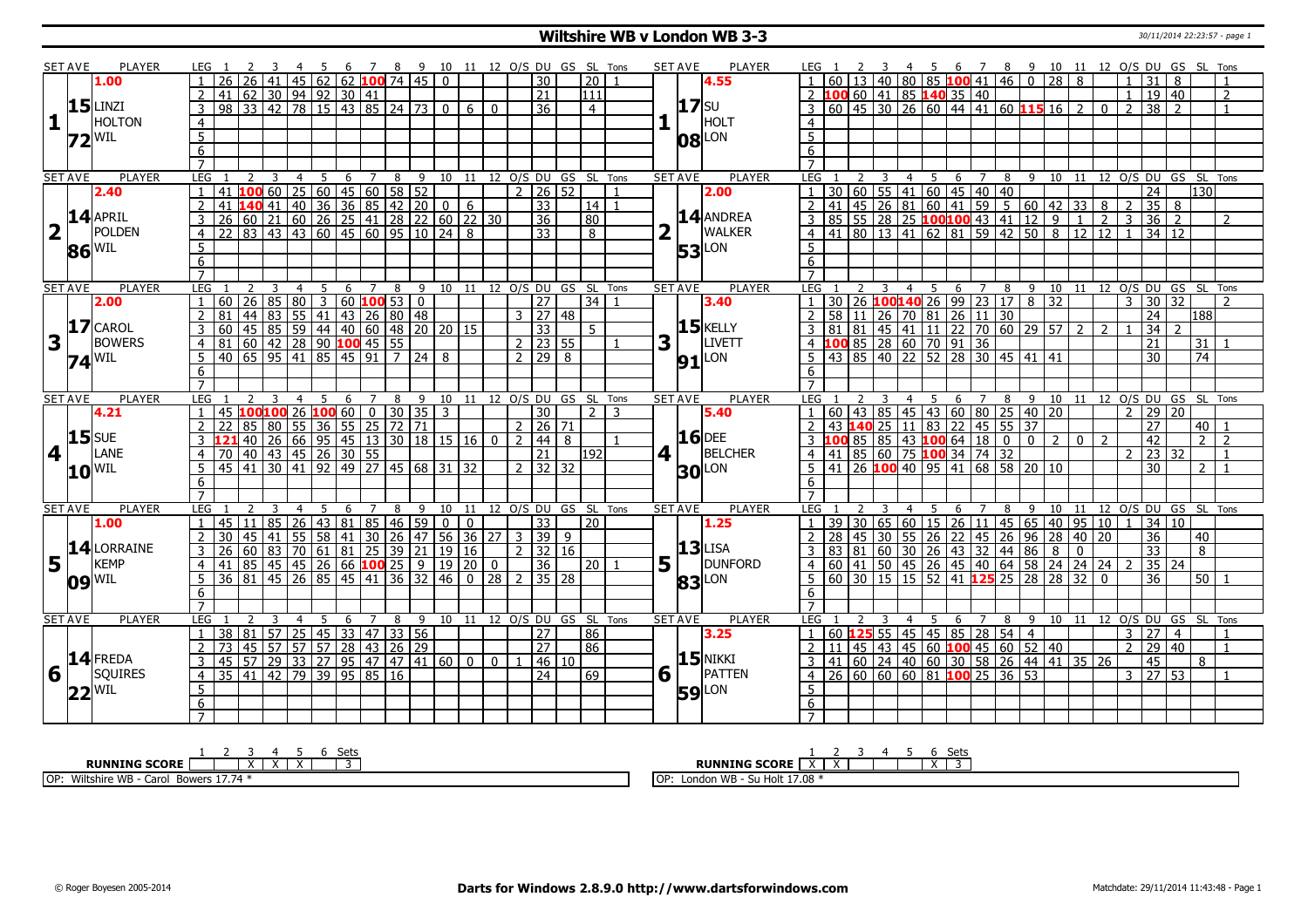# Wiltshire WB v London WB 3-3

30/11/2014 22:23:57 - page 1

## Set 1

| SET AVE | PLAYER | LEG | 1 | 2 | 3 | 4 | 5 | 6 | 7 | 8 | 9 | 10 | 11 | 12 | O/S | DU | GS | SL | Tons |
|---|---|---|---|---|---|---|---|---|---|---|---|---|---|---|---|---|---|---|---|
| 1.00 | LINZI HOLTON WIL | 1 | 26 | 26 | 41 | 45 | 62 | 62 | 100 | 74 | 45 | 0 | | | | 30 | | 20 | 1 |
| 15.72 | | 2 | 41 | 62 | 30 | 94 | 92 | 30 | 41 | | | | | | | 21 | | 111 | |
| | | 3 | 98 | 33 | 42 | 78 | 15 | 43 | 85 | 24 | 73 | 0 | 6 | 0 | | 36 | | 4 | |

| SET AVE | PLAYER | LEG | 1 | 2 | 3 | 4 | 5 | 6 | 7 | 8 | 9 | 10 | 11 | 12 | O/S | DU | GS | SL | Tons |
|---|---|---|---|---|---|---|---|---|---|---|---|---|---|---|---|---|---|---|---|
| 4.55 | SU HOLT LON | 1 | 60 | 13 | 40 | 80 | 85 | 100 | 41 | 46 | 0 | 28 | 8 | | 1 | 31 | 8 | | 1 |
| 17.08 | | 2 | 100 | 60 | 41 | 85 | 140 | 35 | 40 | | | | | | 1 | 19 | 40 | | 2 |
| | | 3 | 60 | 45 | 30 | 26 | 60 | 44 | 41 | 60 | 115 | 16 | 2 | 0 | 2 | 38 | 2 | | 1 |

## Set 2

| SET AVE | PLAYER | LEG | 1 | 2 | 3 | 4 | 5 | 6 | 7 | 8 | 9 | 10 | 11 | 12 | O/S | DU | GS | SL | Tons |
|---|---|---|---|---|---|---|---|---|---|---|---|---|---|---|---|---|---|---|---|
| 2.40 | APRIL POLDEN WIL | 1 | 41 | 100 | 60 | 25 | 60 | 45 | 60 | 58 | 52 | | | | 2 | 26 | 52 | | 1 |
| 14.86 | | 2 | 41 | 140 | 41 | 40 | 36 | 36 | 85 | 42 | 20 | 0 | 6 | | | 33 | | 14 | 1 |
| | | 3 | 26 | 60 | 21 | 60 | 26 | 25 | 41 | 28 | 22 | 60 | 22 | 30 | | 36 | | 80 | |
| | | 4 | 22 | 83 | 43 | 43 | 60 | 45 | 60 | 95 | 10 | 24 | 8 | | | 33 | | 8 | |

| SET AVE | PLAYER | LEG | 1 | 2 | 3 | 4 | 5 | 6 | 7 | 8 | 9 | 10 | 11 | 12 | O/S | DU | GS | SL | Tons |
|---|---|---|---|---|---|---|---|---|---|---|---|---|---|---|---|---|---|---|---|
| 2.00 | ANDREA WALKER LON | 1 | 30 | 60 | 55 | 41 | 60 | 45 | 40 | 40 | | | | | | 24 | | 130 | |
| 14.53 | | 2 | 41 | 45 | 26 | 81 | 60 | 41 | 59 | 5 | 60 | 42 | 33 | 8 | 2 | 35 | 8 | | |
| | | 3 | 85 | 55 | 28 | 25 | 100 | 100 | 43 | 41 | 12 | 9 | 1 | 2 | 3 | 36 | 2 | | 2 |
| | | 4 | 41 | 80 | 13 | 41 | 62 | 81 | 59 | 42 | 50 | 8 | 12 | 12 | 1 | 34 | 12 | | |

## Set 3

| SET AVE | PLAYER | LEG | 1 | 2 | 3 | 4 | 5 | 6 | 7 | 8 | 9 | 10 | 11 | 12 | O/S | DU | GS | SL | Tons |
|---|---|---|---|---|---|---|---|---|---|---|---|---|---|---|---|---|---|---|---|
| 2.00 | CAROL BOWERS WIL | 1 | 60 | 26 | 85 | 80 | 3 | 60 | 100 | 53 | 0 | | | | | 27 | | 34 | 1 |
| 17.74 | | 2 | 81 | 44 | 83 | 55 | 41 | 43 | 26 | 80 | 48 | | | | 3 | 27 | 48 | | |
| | | 3 | 60 | 45 | 85 | 59 | 44 | 40 | 60 | 48 | 20 | 20 | 15 | | | 33 | | 5 | |
| | | 4 | 81 | 60 | 42 | 28 | 90 | 100 | 45 | 55 | | | | | 2 | 23 | 55 | | 1 |
| | | 5 | 40 | 65 | 95 | 41 | 85 | 45 | 91 | 7 | 24 | 8 | | | 2 | 29 | 8 | | |

| SET AVE | PLAYER | LEG | 1 | 2 | 3 | 4 | 5 | 6 | 7 | 8 | 9 | 10 | 11 | 12 | O/S | DU | GS | SL | Tons |
|---|---|---|---|---|---|---|---|---|---|---|---|---|---|---|---|---|---|---|---|
| 3.40 | KELLY LIVETT LON | 1 | 30 | 26 | 100 | 140 | 26 | 99 | 23 | 17 | 8 | 32 | | | 3 | 30 | 32 | | 2 |
| 15.91 | | 2 | 58 | 11 | 26 | 70 | 81 | 26 | 11 | 30 | | | | | | 24 | | 188 | |
| | | 3 | 81 | 81 | 45 | 41 | 11 | 22 | 70 | 60 | 29 | 57 | 2 | 2 | 1 | 34 | 2 | | |
| | | 4 | 100 | 85 | 28 | 60 | 70 | 91 | 36 | | | | | | | 21 | | 31 | 1 |
| | | 5 | 43 | 85 | 40 | 22 | 52 | 28 | 30 | 45 | 41 | 41 | | | | 30 | | 74 | |

## Set 4

| SET AVE | PLAYER | LEG | 1 | 2 | 3 | 4 | 5 | 6 | 7 | 8 | 9 | 10 | 11 | 12 | O/S | DU | GS | SL | Tons |
|---|---|---|---|---|---|---|---|---|---|---|---|---|---|---|---|---|---|---|---|
| 4.21 | SUE LANE WIL | 1 | 45 | 100 | 100 | 26 | 100 | 60 | 0 | 30 | 35 | 3 | | | | 30 | | 2 | 3 |
| 15.10 | | 2 | 22 | 85 | 80 | 55 | 36 | 55 | 25 | 72 | 71 | | | | 2 | 26 | 71 | | |
| | | 3 | 121 | 40 | 26 | 66 | 95 | 45 | 13 | 30 | 18 | 15 | 16 | 0 | 2 | 44 | 8 | | 1 |
| | | 4 | 70 | 40 | 43 | 45 | 26 | 30 | 55 | | | | | | | 21 | | 192 | |
| | | 5 | 45 | 41 | 30 | 41 | 92 | 49 | 27 | 45 | 68 | 31 | 32 | | 2 | 32 | 32 | | |

| SET AVE | PLAYER | LEG | 1 | 2 | 3 | 4 | 5 | 6 | 7 | 8 | 9 | 10 | 11 | 12 | O/S | DU | GS | SL | Tons |
|---|---|---|---|---|---|---|---|---|---|---|---|---|---|---|---|---|---|---|---|
| 5.40 | DEE BELCHER LON | 1 | 60 | 43 | 85 | 45 | 43 | 60 | 80 | 25 | 40 | 20 | | | 2 | 29 | 20 | | |
| 16.30 | | 2 | 43 | 140 | 25 | 11 | 83 | 22 | 45 | 55 | 37 | | | | | 27 | | 40 | 1 |
| | | 3 | 100 | 85 | 85 | 43 | 100 | 64 | 18 | 0 | 0 | 2 | 0 | 2 | | 42 | | 2 | 2 |
| | | 4 | 41 | 85 | 60 | 75 | 100 | 34 | 74 | 32 | | | | | 2 | 23 | 32 | | 1 |
| | | 5 | 41 | 26 | 100 | 40 | 95 | 41 | 68 | 58 | 20 | 10 | | | | 30 | | 2 | 1 |

## Set 5

| SET AVE | PLAYER | LEG | 1 | 2 | 3 | 4 | 5 | 6 | 7 | 8 | 9 | 10 | 11 | 12 | O/S | DU | GS | SL | Tons |
|---|---|---|---|---|---|---|---|---|---|---|---|---|---|---|---|---|---|---|---|
| 1.00 | LORRAINE KEMP WIL | 1 | 45 | 11 | 85 | 26 | 43 | 81 | 85 | 46 | 59 | 0 | 0 | | | 33 | | 20 | |
| 14.09 | | 2 | 30 | 45 | 41 | 55 | 58 | 41 | 30 | 26 | 47 | 56 | 36 | 27 | 3 | 39 | 9 | | |
| | | 3 | 26 | 60 | 83 | 70 | 61 | 81 | 25 | 39 | 21 | 19 | 16 | | 2 | 32 | 16 | | |
| | | 4 | 41 | 85 | 45 | 45 | 26 | 66 | 100 | 25 | 9 | 19 | 20 | 0 | | 36 | | 20 | 1 |
| | | 5 | 36 | 81 | 45 | 26 | 85 | 45 | 41 | 36 | 32 | 46 | 0 | 28 | 2 | 35 | 28 | | |

| SET AVE | PLAYER | LEG | 1 | 2 | 3 | 4 | 5 | 6 | 7 | 8 | 9 | 10 | 11 | 12 | O/S | DU | GS | SL | Tons |
|---|---|---|---|---|---|---|---|---|---|---|---|---|---|---|---|---|---|---|---|
| 1.25 | LISA DUNFORD LON | 1 | 39 | 30 | 65 | 60 | 15 | 26 | 11 | 45 | 65 | 40 | 95 | 10 | 1 | 34 | 10 | | |
| 13.83 | | 2 | 28 | 45 | 30 | 55 | 26 | 22 | 45 | 26 | 96 | 28 | 40 | 20 | | 36 | | 40 | |
| | | 3 | 83 | 81 | 60 | 30 | 26 | 43 | 32 | 44 | 86 | 8 | 0 | | | 33 | | 8 | |
| | | 4 | 60 | 41 | 50 | 45 | 26 | 45 | 40 | 64 | 58 | 24 | 24 | 24 | 2 | 35 | 24 | | |
| | | 5 | 60 | 30 | 15 | 15 | 52 | 41 | 125 | 25 | 28 | 28 | 32 | 0 | | 36 | | 50 | 1 |

## Set 6

| SET AVE | PLAYER | LEG | 1 | 2 | 3 | 4 | 5 | 6 | 7 | 8 | 9 | 10 | 11 | 12 | O/S | DU | GS | SL | Tons |
|---|---|---|---|---|---|---|---|---|---|---|---|---|---|---|---|---|---|---|---|
| | FREDA SQUIRES WIL | 1 | 38 | 81 | 57 | 25 | 45 | 33 | 47 | 33 | 56 | | | | | 27 | | 86 | |
| 14.22 | | 2 | 73 | 45 | 57 | 57 | 57 | 28 | 43 | 26 | 29 | | | | | 27 | | 86 | |
| | | 3 | 45 | 57 | 29 | 33 | 27 | 95 | 47 | 47 | 41 | 60 | 0 | 0 | 1 | 46 | 10 | | |
| | | 4 | 35 | 41 | 42 | 79 | 39 | 95 | 85 | 16 | | | | | | 24 | | 69 | |

| SET AVE | PLAYER | LEG | 1 | 2 | 3 | 4 | 5 | 6 | 7 | 8 | 9 | 10 | 11 | 12 | O/S | DU | GS | SL | Tons |
|---|---|---|---|---|---|---|---|---|---|---|---|---|---|---|---|---|---|---|---|
| 3.25 | NIKKI PATTEN LON | 1 | 60 | 125 | 55 | 45 | 45 | 85 | 28 | 54 | 4 | | | | 3 | 27 | 4 | | 1 |
| 15.59 | | 2 | 11 | 45 | 43 | 45 | 60 | 100 | 45 | 60 | 52 | 40 | | | 2 | 29 | 40 | | 1 |
| | | 3 | 41 | 60 | 24 | 40 | 60 | 30 | 58 | 26 | 44 | 41 | 35 | 26 | | 45 | | 8 | |
| | | 4 | 26 | 60 | 60 | 60 | 81 | 100 | 25 | 36 | 53 | | | | 3 | 27 | 53 | | 1 |

| RUNNING SCORE | 1 | 2 | 3 | 4 | 5 | 6 | Sets |
|---|---|---|---|---|---|---|---|
| Wiltshire WB | | X | X | X | | | 3 |
| London WB | X | X | | | | X | 3 |

OP: Wiltshire WB - Carol Bowers 17.74 *

OP: London WB - Su Holt 17.08 *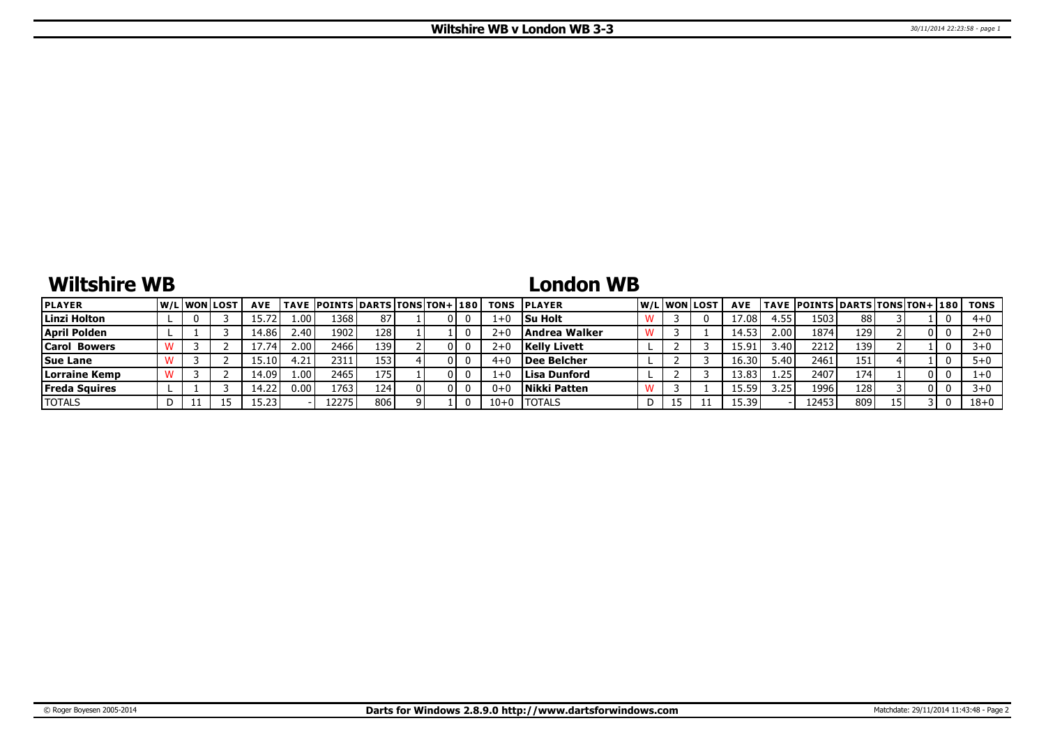# Wiltshire WB v London WB 3-3

## Wiltshire WB

| PLAYER | W/L | WON | LOST | AVE | TAVE | POINTS | DARTS | TONS | TON+ | 180 | TONS |
|---|---|---|---|---|---|---|---|---|---|---|---|
| Linzi Holton | L | 0 | 3 | 15.72 | 1.00 | 1368 | 87 | 1 | 0 | 0 | 1+0 |
| April Polden | L | 1 | 3 | 14.86 | 2.40 | 1902 | 128 | 1 | 1 | 0 | 2+0 |
| Carol Bowers | W | 3 | 2 | 17.74 | 2.00 | 2466 | 139 | 2 | 0 | 0 | 2+0 |
| Sue Lane | W | 3 | 2 | 15.10 | 4.21 | 2311 | 153 | 4 | 0 | 0 | 4+0 |
| Lorraine Kemp | W | 3 | 2 | 14.09 | 1.00 | 2465 | 175 | 1 | 0 | 0 | 1+0 |
| Freda Squires | L | 1 | 3 | 14.22 | 0.00 | 1763 | 124 | 0 | 0 | 0 | 0+0 |
| TOTALS | D | 11 | 15 | 15.23 | - | 12275 | 806 | 9 | 1 | 0 | 10+0 |

## London WB

| PLAYER | W/L | WON | LOST | AVE | TAVE | POINTS | DARTS | TONS | TON+ | 180 | TONS |
|---|---|---|---|---|---|---|---|---|---|---|---|
| Su Holt | W | 3 | 0 | 17.08 | 4.55 | 1503 | 88 | 3 | 1 | 0 | 4+0 |
| Andrea Walker | W | 3 | 1 | 14.53 | 2.00 | 1874 | 129 | 2 | 0 | 0 | 2+0 |
| Kelly Livett | L | 2 | 3 | 15.91 | 3.40 | 2212 | 139 | 2 | 1 | 0 | 3+0 |
| Dee Belcher | L | 2 | 3 | 16.30 | 5.40 | 2461 | 151 | 4 | 1 | 0 | 5+0 |
| Lisa Dunford | L | 2 | 3 | 13.83 | 1.25 | 2407 | 174 | 1 | 0 | 0 | 1+0 |
| Nikki Patten | W | 3 | 1 | 15.59 | 3.25 | 1996 | 128 | 3 | 0 | 0 | 3+0 |
| TOTALS | D | 15 | 11 | 15.39 | - | 12453 | 809 | 15 | 3 | 0 | 18+0 |